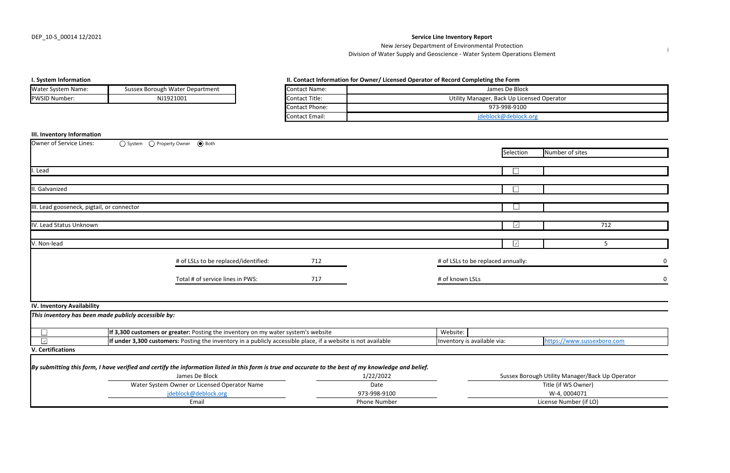DEP_10-S_00014 12/2021

# Service Line Inventory Report

New Jersey Department of Environmental Protection
Division of Water Supply and Geoscience - Water System Operations Element

## I. System Information

| | |
|---|---|
| Water System Name: | Sussex Borough Water Department |
| PWSID Number: | NJ1921001 |

## II. Contact Information for Owner/ Licensed Operator of Record Completing the Form

| | |
|---|---|
| Contact Name: | James De Block |
| Contact Title: | Utility Manager, Back Up Licensed Operator |
| Contact Phone: | 973-998-9100 |
| Contact Email: | jdeblock@deblock.org |

## III. Inventory Information

Owner of Service Lines: ◯ System ◯ Property Owner ◉ Both

| | Selection | Number of sites |
|---|---|---|
| I. Lead | ☐ | |
| II. Galvanized | ☐ | |
| III. Lead gooseneck, pigtail, or connector | ☐ | |
| IV. Lead Status Unknown | ☑ | 712 |
| V. Non-lead | ☑ | 5 |

| | | | |
|---|---|---|---|
| # of LSLs to be replaced/identified: | 712 | # of LSLs to be replaced annually: | 0 |
| Total # of service lines in PWS: | 717 | # of known LSLs | 0 |

## IV. Inventory Availability

*This inventory has been made publicly accessible by:*

| | | | |
|---|---|---|---|
| ☐ | **If 3,300 customers or greater:** Posting the inventory on my water system's website | Website: | |
| ☑ | **If under 3,300 customers:** Posting the inventory in a publicly accessible place, if a website is not available | Inventory is available via: | https://www.sussexboro.com |

## V. Certifications

***By submitting this form, I have verified and certify the information listed in this form is true and accurate to the best of my knowledge and belief.***

| | | |
|---|---|---|
| James De Block | 1/22/2022 | Sussex Borough Utility Manager/Back Up Operator |
| Water System Owner or Licensed Operator Name | Date | Title (if WS Owner) |
| jdeblock@deblock.org | 973-998-9100 | W-4, 0004071 |
| Email | Phone Number | License Number (if LO) |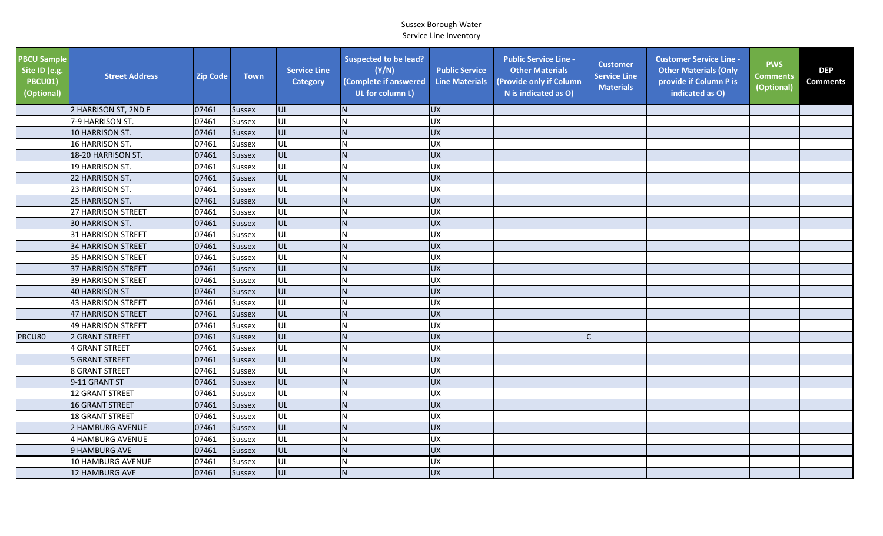Sussex Borough Water
Service Line Inventory

| PBCU Sample Site ID (e.g. PBCU01) (Optional) | Street Address | Zip Code | Town | Service Line Category | Suspected to be lead? (Y/N) (Complete if answered UL for column L) | Public Service Line Materials | Public Service Line - Other Materials (Provide only if Column N is indicated as O) | Customer Service Line Materials | Customer Service Line - Other Materials (Only provide if Column P is indicated as O) | PWS Comments (Optional) | DEP Comments |
|---|---|---|---|---|---|---|---|---|---|---|---|
| | 2 HARRISON ST, 2ND F | 07461 | Sussex | UL | N | UX | | | | | |
| | 7-9 HARRISON ST. | 07461 | Sussex | UL | N | UX | | | | | |
| | 10 HARRISON ST. | 07461 | Sussex | UL | N | UX | | | | | |
| | 16 HARRISON ST. | 07461 | Sussex | UL | N | UX | | | | | |
| | 18-20 HARRISON ST. | 07461 | Sussex | UL | N | UX | | | | | |
| | 19 HARRISON ST. | 07461 | Sussex | UL | N | UX | | | | | |
| | 22 HARRISON ST. | 07461 | Sussex | UL | N | UX | | | | | |
| | 23 HARRISON ST. | 07461 | Sussex | UL | N | UX | | | | | |
| | 25 HARRISON ST. | 07461 | Sussex | UL | N | UX | | | | | |
| | 27 HARRISON STREET | 07461 | Sussex | UL | N | UX | | | | | |
| | 30 HARRISON ST. | 07461 | Sussex | UL | N | UX | | | | | |
| | 31 HARRISON STREET | 07461 | Sussex | UL | N | UX | | | | | |
| | 34 HARRISON STREET | 07461 | Sussex | UL | N | UX | | | | | |
| | 35 HARRISON STREET | 07461 | Sussex | UL | N | UX | | | | | |
| | 37 HARRISON STREET | 07461 | Sussex | UL | N | UX | | | | | |
| | 39 HARRISON STREET | 07461 | Sussex | UL | N | UX | | | | | |
| | 40 HARRISON ST | 07461 | Sussex | UL | N | UX | | | | | |
| | 43 HARRISON STREET | 07461 | Sussex | UL | N | UX | | | | | |
| | 47 HARRISON STREET | 07461 | Sussex | UL | N | UX | | | | | |
| | 49 HARRISON STREET | 07461 | Sussex | UL | N | UX | | | | | |
| PBCU80 | 2 GRANT STREET | 07461 | Sussex | UL | N | UX | | C | | | |
| | 4 GRANT STREET | 07461 | Sussex | UL | N | UX | | | | | |
| | 5 GRANT STREET | 07461 | Sussex | UL | N | UX | | | | | |
| | 8 GRANT STREET | 07461 | Sussex | UL | N | UX | | | | | |
| | 9-11 GRANT ST | 07461 | Sussex | UL | N | UX | | | | | |
| | 12 GRANT STREET | 07461 | Sussex | UL | N | UX | | | | | |
| | 16 GRANT STREET | 07461 | Sussex | UL | N | UX | | | | | |
| | 18 GRANT STREET | 07461 | Sussex | UL | N | UX | | | | | |
| | 2 HAMBURG AVENUE | 07461 | Sussex | UL | N | UX | | | | | |
| | 4 HAMBURG AVENUE | 07461 | Sussex | UL | N | UX | | | | | |
| | 9 HAMBURG AVE | 07461 | Sussex | UL | N | UX | | | | | |
| | 10 HAMBURG AVENUE | 07461 | Sussex | UL | N | UX | | | | | |
| | 12 HAMBURG AVE | 07461 | Sussex | UL | N | UX | | | | | |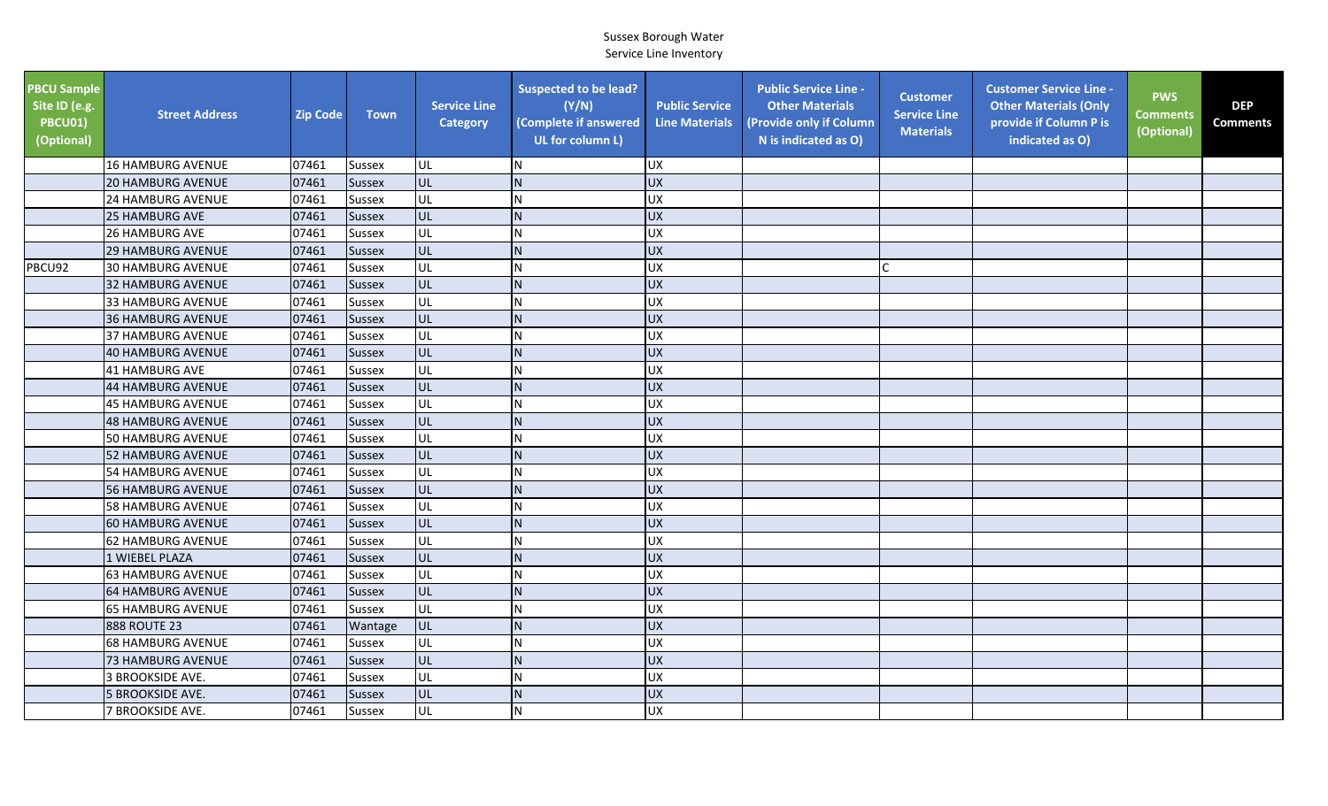Sussex Borough Water
Service Line Inventory

| PBCU Sample Site ID (e.g. PBCU01) (Optional) | Street Address | Zip Code | Town | Service Line Category | Suspected to be lead? (Y/N) (Complete if answered UL for column L) | Public Service Line Materials | Public Service Line - Other Materials (Provide only if Column N is indicated as O) | Customer Service Line Materials | Customer Service Line - Other Materials (Only provide if Column P is indicated as O) | PWS Comments (Optional) | DEP Comments |
|---|---|---|---|---|---|---|---|---|---|---|---|
| | 16 HAMBURG AVENUE | 07461 | Sussex | UL | N | UX | | | | | |
| | 20 HAMBURG AVENUE | 07461 | Sussex | UL | N | UX | | | | | |
| | 24 HAMBURG AVENUE | 07461 | Sussex | UL | N | UX | | | | | |
| | 25 HAMBURG AVE | 07461 | Sussex | UL | N | UX | | | | | |
| | 26 HAMBURG AVE | 07461 | Sussex | UL | N | UX | | | | | |
| | 29 HAMBURG AVENUE | 07461 | Sussex | UL | N | UX | | | | | |
| PBCU92 | 30 HAMBURG AVENUE | 07461 | Sussex | UL | N | UX | | C | | | |
| | 32 HAMBURG AVENUE | 07461 | Sussex | UL | N | UX | | | | | |
| | 33 HAMBURG AVENUE | 07461 | Sussex | UL | N | UX | | | | | |
| | 36 HAMBURG AVENUE | 07461 | Sussex | UL | N | UX | | | | | |
| | 37 HAMBURG AVENUE | 07461 | Sussex | UL | N | UX | | | | | |
| | 40 HAMBURG AVENUE | 07461 | Sussex | UL | N | UX | | | | | |
| | 41 HAMBURG AVE | 07461 | Sussex | UL | N | UX | | | | | |
| | 44 HAMBURG AVENUE | 07461 | Sussex | UL | N | UX | | | | | |
| | 45 HAMBURG AVENUE | 07461 | Sussex | UL | N | UX | | | | | |
| | 48 HAMBURG AVENUE | 07461 | Sussex | UL | N | UX | | | | | |
| | 50 HAMBURG AVENUE | 07461 | Sussex | UL | N | UX | | | | | |
| | 52 HAMBURG AVENUE | 07461 | Sussex | UL | N | UX | | | | | |
| | 54 HAMBURG AVENUE | 07461 | Sussex | UL | N | UX | | | | | |
| | 56 HAMBURG AVENUE | 07461 | Sussex | UL | N | UX | | | | | |
| | 58 HAMBURG AVENUE | 07461 | Sussex | UL | N | UX | | | | | |
| | 60 HAMBURG AVENUE | 07461 | Sussex | UL | N | UX | | | | | |
| | 62 HAMBURG AVENUE | 07461 | Sussex | UL | N | UX | | | | | |
| | 1 WIEBEL PLAZA | 07461 | Sussex | UL | N | UX | | | | | |
| | 63 HAMBURG AVENUE | 07461 | Sussex | UL | N | UX | | | | | |
| | 64 HAMBURG AVENUE | 07461 | Sussex | UL | N | UX | | | | | |
| | 65 HAMBURG AVENUE | 07461 | Sussex | UL | N | UX | | | | | |
| | 888 ROUTE 23 | 07461 | Wantage | UL | N | UX | | | | | |
| | 68 HAMBURG AVENUE | 07461 | Sussex | UL | N | UX | | | | | |
| | 73 HAMBURG AVENUE | 07461 | Sussex | UL | N | UX | | | | | |
| | 3 BROOKSIDE AVE. | 07461 | Sussex | UL | N | UX | | | | | |
| | 5 BROOKSIDE AVE. | 07461 | Sussex | UL | N | UX | | | | | |
| | 7 BROOKSIDE AVE. | 07461 | Sussex | UL | N | UX | | | | | |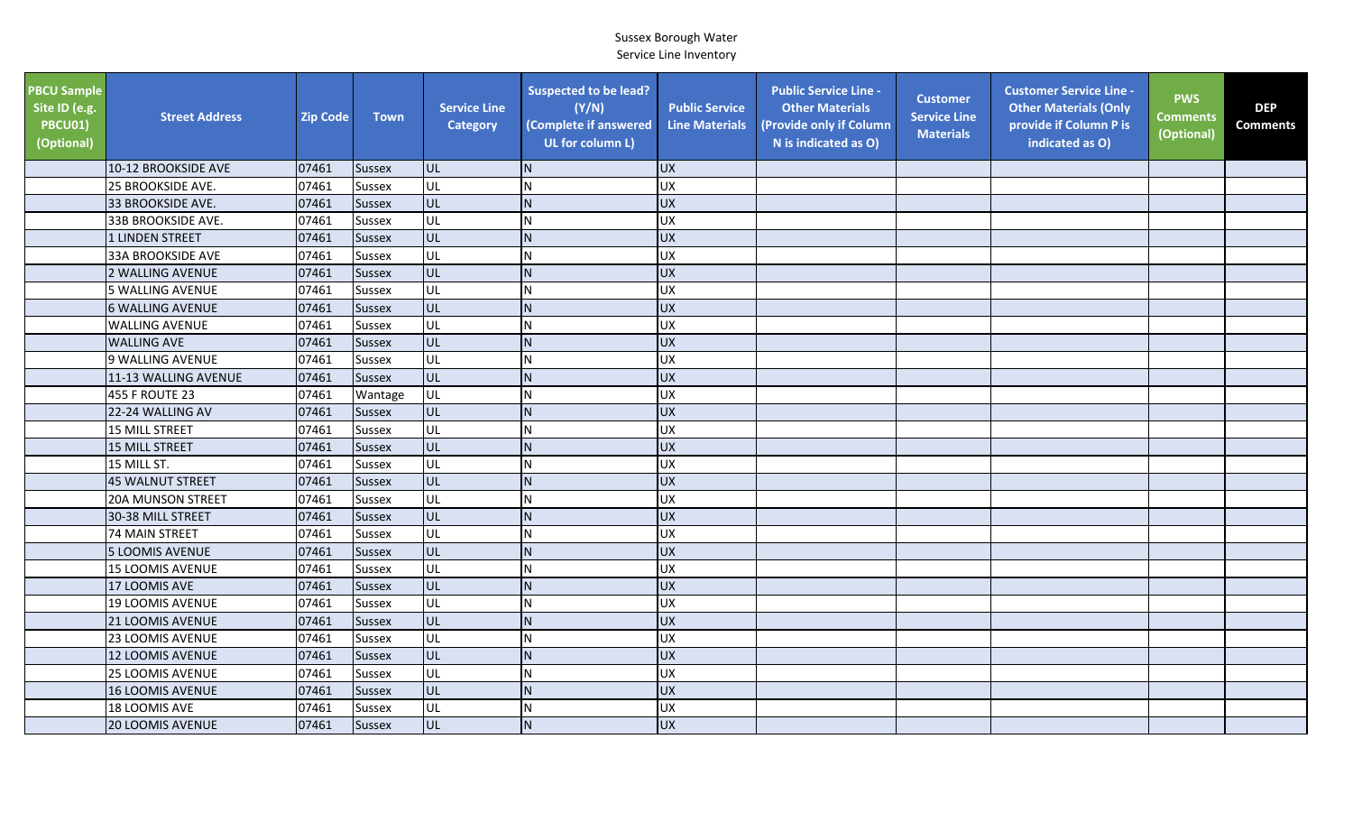Sussex Borough Water
Service Line Inventory

| PBCU Sample Site ID (e.g. PBCU01) (Optional) | Street Address | Zip Code | Town | Service Line Category | Suspected to be lead? (Y/N) (Complete if answered UL for column L) | Public Service Line Materials | Public Service Line - Other Materials (Provide only if Column N is indicated as O) | Customer Service Line Materials | Customer Service Line - Other Materials (Only provide if Column P is indicated as O) | PWS Comments (Optional) | DEP Comments |
|---|---|---|---|---|---|---|---|---|---|---|---|
| | 10-12 BROOKSIDE AVE | 07461 | Sussex | UL | N | UX | | | | | |
| | 25 BROOKSIDE AVE. | 07461 | Sussex | UL | N | UX | | | | | |
| | 33 BROOKSIDE AVE. | 07461 | Sussex | UL | N | UX | | | | | |
| | 33B BROOKSIDE AVE. | 07461 | Sussex | UL | N | UX | | | | | |
| | 1 LINDEN STREET | 07461 | Sussex | UL | N | UX | | | | | |
| | 33A BROOKSIDE AVE | 07461 | Sussex | UL | N | UX | | | | | |
| | 2 WALLING AVENUE | 07461 | Sussex | UL | N | UX | | | | | |
| | 5 WALLING AVENUE | 07461 | Sussex | UL | N | UX | | | | | |
| | 6 WALLING AVENUE | 07461 | Sussex | UL | N | UX | | | | | |
| | WALLING AVENUE | 07461 | Sussex | UL | N | UX | | | | | |
| | WALLING AVE | 07461 | Sussex | UL | N | UX | | | | | |
| | 9 WALLING AVENUE | 07461 | Sussex | UL | N | UX | | | | | |
| | 11-13 WALLING AVENUE | 07461 | Sussex | UL | N | UX | | | | | |
| | 455 F ROUTE 23 | 07461 | Wantage | UL | N | UX | | | | | |
| | 22-24 WALLING AV | 07461 | Sussex | UL | N | UX | | | | | |
| | 15 MILL STREET | 07461 | Sussex | UL | N | UX | | | | | |
| | 15 MILL STREET | 07461 | Sussex | UL | N | UX | | | | | |
| | 15 MILL ST. | 07461 | Sussex | UL | N | UX | | | | | |
| | 45 WALNUT STREET | 07461 | Sussex | UL | N | UX | | | | | |
| | 20A MUNSON STREET | 07461 | Sussex | UL | N | UX | | | | | |
| | 30-38 MILL STREET | 07461 | Sussex | UL | N | UX | | | | | |
| | 74 MAIN STREET | 07461 | Sussex | UL | N | UX | | | | | |
| | 5 LOOMIS AVENUE | 07461 | Sussex | UL | N | UX | | | | | |
| | 15 LOOMIS AVENUE | 07461 | Sussex | UL | N | UX | | | | | |
| | 17 LOOMIS AVE | 07461 | Sussex | UL | N | UX | | | | | |
| | 19 LOOMIS AVENUE | 07461 | Sussex | UL | N | UX | | | | | |
| | 21 LOOMIS AVENUE | 07461 | Sussex | UL | N | UX | | | | | |
| | 23 LOOMIS AVENUE | 07461 | Sussex | UL | N | UX | | | | | |
| | 12 LOOMIS AVENUE | 07461 | Sussex | UL | N | UX | | | | | |
| | 25 LOOMIS AVENUE | 07461 | Sussex | UL | N | UX | | | | | |
| | 16 LOOMIS AVENUE | 07461 | Sussex | UL | N | UX | | | | | |
| | 18 LOOMIS AVE | 07461 | Sussex | UL | N | UX | | | | | |
| | 20 LOOMIS AVENUE | 07461 | Sussex | UL | N | UX | | | | | |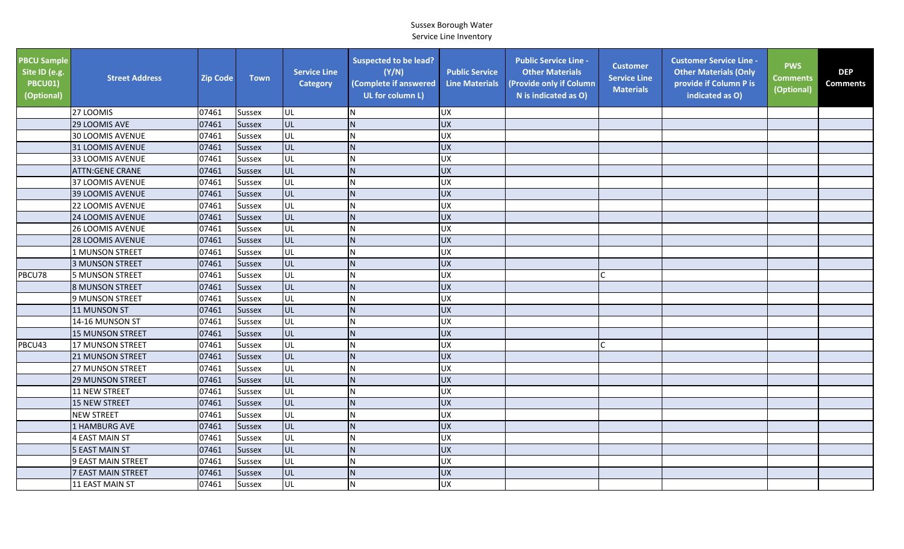Sussex Borough Water
Service Line Inventory

| PBCU Sample Site ID (e.g. PBCU01) (Optional) | Street Address | Zip Code | Town | Service Line Category | Suspected to be lead? (Y/N) (Complete if answered UL for column L) | Public Service Line Materials | Public Service Line - Other Materials (Provide only if Column N is indicated as O) | Customer Service Line Materials | Customer Service Line - Other Materials (Only provide if Column P is indicated as O) | PWS Comments (Optional) | DEP Comments |
|---|---|---|---|---|---|---|---|---|---|---|---|
| | 27 LOOMIS | 07461 | Sussex | UL | N | UX | | | | | |
| | 29 LOOMIS AVE | 07461 | Sussex | UL | N | UX | | | | | |
| | 30 LOOMIS AVENUE | 07461 | Sussex | UL | N | UX | | | | | |
| | 31 LOOMIS AVENUE | 07461 | Sussex | UL | N | UX | | | | | |
| | 33 LOOMIS AVENUE | 07461 | Sussex | UL | N | UX | | | | | |
| | ATTN:GENE CRANE | 07461 | Sussex | UL | N | UX | | | | | |
| | 37 LOOMIS AVENUE | 07461 | Sussex | UL | N | UX | | | | | |
| | 39 LOOMIS AVENUE | 07461 | Sussex | UL | N | UX | | | | | |
| | 22 LOOMIS AVENUE | 07461 | Sussex | UL | N | UX | | | | | |
| | 24 LOOMIS AVENUE | 07461 | Sussex | UL | N | UX | | | | | |
| | 26 LOOMIS AVENUE | 07461 | Sussex | UL | N | UX | | | | | |
| | 28 LOOMIS AVENUE | 07461 | Sussex | UL | N | UX | | | | | |
| | 1 MUNSON STREET | 07461 | Sussex | UL | N | UX | | | | | |
| | 3 MUNSON STREET | 07461 | Sussex | UL | N | UX | | | | | |
| PBCU78 | 5 MUNSON STREET | 07461 | Sussex | UL | N | UX | | C | | | |
| | 8 MUNSON STREET | 07461 | Sussex | UL | N | UX | | | | | |
| | 9 MUNSON STREET | 07461 | Sussex | UL | N | UX | | | | | |
| | 11 MUNSON ST | 07461 | Sussex | UL | N | UX | | | | | |
| | 14-16 MUNSON ST | 07461 | Sussex | UL | N | UX | | | | | |
| | 15 MUNSON STREET | 07461 | Sussex | UL | N | UX | | | | | |
| PBCU43 | 17 MUNSON STREET | 07461 | Sussex | UL | N | UX | | C | | | |
| | 21 MUNSON STREET | 07461 | Sussex | UL | N | UX | | | | | |
| | 27 MUNSON STREET | 07461 | Sussex | UL | N | UX | | | | | |
| | 29 MUNSON STREET | 07461 | Sussex | UL | N | UX | | | | | |
| | 11 NEW STREET | 07461 | Sussex | UL | N | UX | | | | | |
| | 15 NEW STREET | 07461 | Sussex | UL | N | UX | | | | | |
| | NEW STREET | 07461 | Sussex | UL | N | UX | | | | | |
| | 1 HAMBURG AVE | 07461 | Sussex | UL | N | UX | | | | | |
| | 4 EAST MAIN ST | 07461 | Sussex | UL | N | UX | | | | | |
| | 5 EAST MAIN ST | 07461 | Sussex | UL | N | UX | | | | | |
| | 9 EAST MAIN STREET | 07461 | Sussex | UL | N | UX | | | | | |
| | 7 EAST MAIN STREET | 07461 | Sussex | UL | N | UX | | | | | |
| | 11 EAST MAIN ST | 07461 | Sussex | UL | N | UX | | | | | |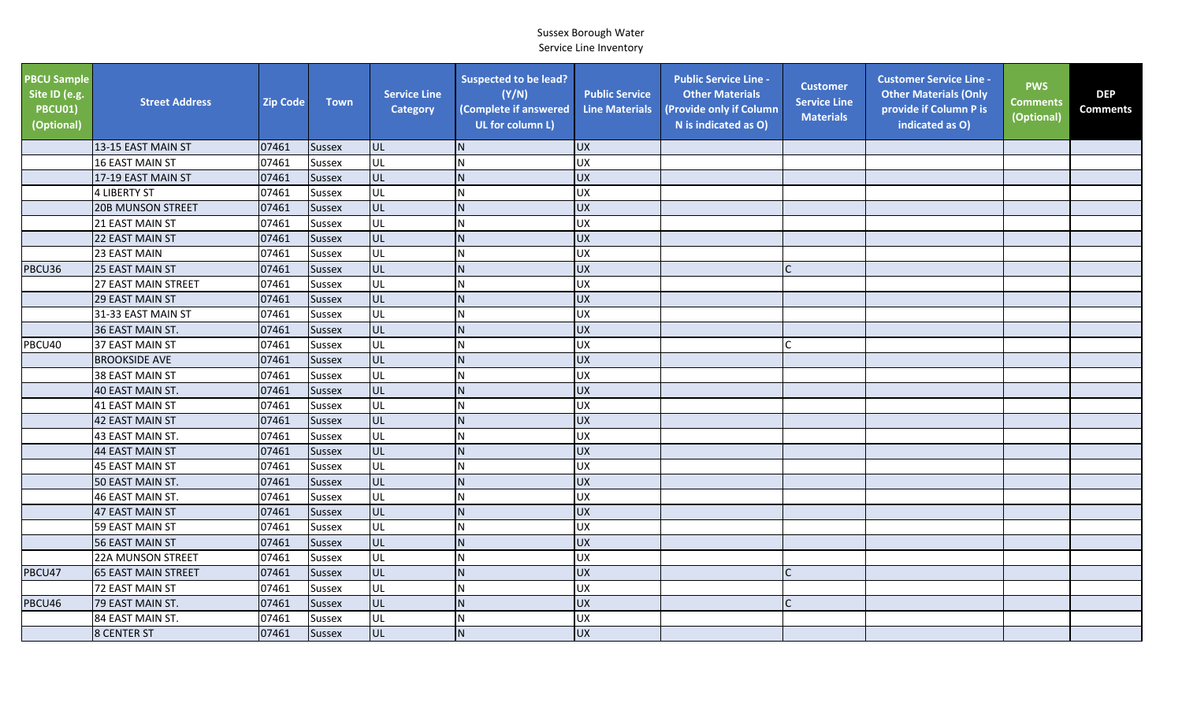Sussex Borough Water
Service Line Inventory

| PBCU Sample Site ID (e.g. PBCU01) (Optional) | Street Address | Zip Code | Town | Service Line Category | Suspected to be lead? (Y/N) (Complete if answered UL for column L) | Public Service Line Materials | Public Service Line - Other Materials (Provide only if Column N is indicated as O) | Customer Service Line Materials | Customer Service Line - Other Materials (Only provide if Column P is indicated as O) | PWS Comments (Optional) | DEP Comments |
|---|---|---|---|---|---|---|---|---|---|---|---|
| | 13-15 EAST MAIN ST | 07461 | Sussex | UL | N | UX | | | | | |
| | 16 EAST MAIN ST | 07461 | Sussex | UL | N | UX | | | | | |
| | 17-19 EAST MAIN ST | 07461 | Sussex | UL | N | UX | | | | | |
| | 4 LIBERTY ST | 07461 | Sussex | UL | N | UX | | | | | |
| | 20B MUNSON STREET | 07461 | Sussex | UL | N | UX | | | | | |
| | 21 EAST MAIN ST | 07461 | Sussex | UL | N | UX | | | | | |
| | 22 EAST MAIN ST | 07461 | Sussex | UL | N | UX | | | | | |
| | 23 EAST MAIN | 07461 | Sussex | UL | N | UX | | | | | |
| PBCU36 | 25 EAST MAIN ST | 07461 | Sussex | UL | N | UX | | C | | | |
| | 27 EAST MAIN STREET | 07461 | Sussex | UL | N | UX | | | | | |
| | 29 EAST MAIN ST | 07461 | Sussex | UL | N | UX | | | | | |
| | 31-33 EAST MAIN ST | 07461 | Sussex | UL | N | UX | | | | | |
| | 36 EAST MAIN ST. | 07461 | Sussex | UL | N | UX | | | | | |
| PBCU40 | 37 EAST MAIN ST | 07461 | Sussex | UL | N | UX | | C | | | |
| | BROOKSIDE AVE | 07461 | Sussex | UL | N | UX | | | | | |
| | 38 EAST MAIN ST | 07461 | Sussex | UL | N | UX | | | | | |
| | 40 EAST MAIN ST. | 07461 | Sussex | UL | N | UX | | | | | |
| | 41 EAST MAIN ST | 07461 | Sussex | UL | N | UX | | | | | |
| | 42 EAST MAIN ST | 07461 | Sussex | UL | N | UX | | | | | |
| | 43 EAST MAIN ST. | 07461 | Sussex | UL | N | UX | | | | | |
| | 44 EAST MAIN ST | 07461 | Sussex | UL | N | UX | | | | | |
| | 45 EAST MAIN ST | 07461 | Sussex | UL | N | UX | | | | | |
| | 50 EAST MAIN ST. | 07461 | Sussex | UL | N | UX | | | | | |
| | 46 EAST MAIN ST. | 07461 | Sussex | UL | N | UX | | | | | |
| | 47 EAST MAIN ST | 07461 | Sussex | UL | N | UX | | | | | |
| | 59 EAST MAIN ST | 07461 | Sussex | UL | N | UX | | | | | |
| | 56 EAST MAIN ST | 07461 | Sussex | UL | N | UX | | | | | |
| | 22A MUNSON STREET | 07461 | Sussex | UL | N | UX | | | | | |
| PBCU47 | 65 EAST MAIN STREET | 07461 | Sussex | UL | N | UX | | C | | | |
| | 72 EAST MAIN ST | 07461 | Sussex | UL | N | UX | | | | | |
| PBCU46 | 79 EAST MAIN ST. | 07461 | Sussex | UL | N | UX | | C | | | |
| | 84 EAST MAIN ST. | 07461 | Sussex | UL | N | UX | | | | | |
| | 8 CENTER ST | 07461 | Sussex | UL | N | UX | | | | | |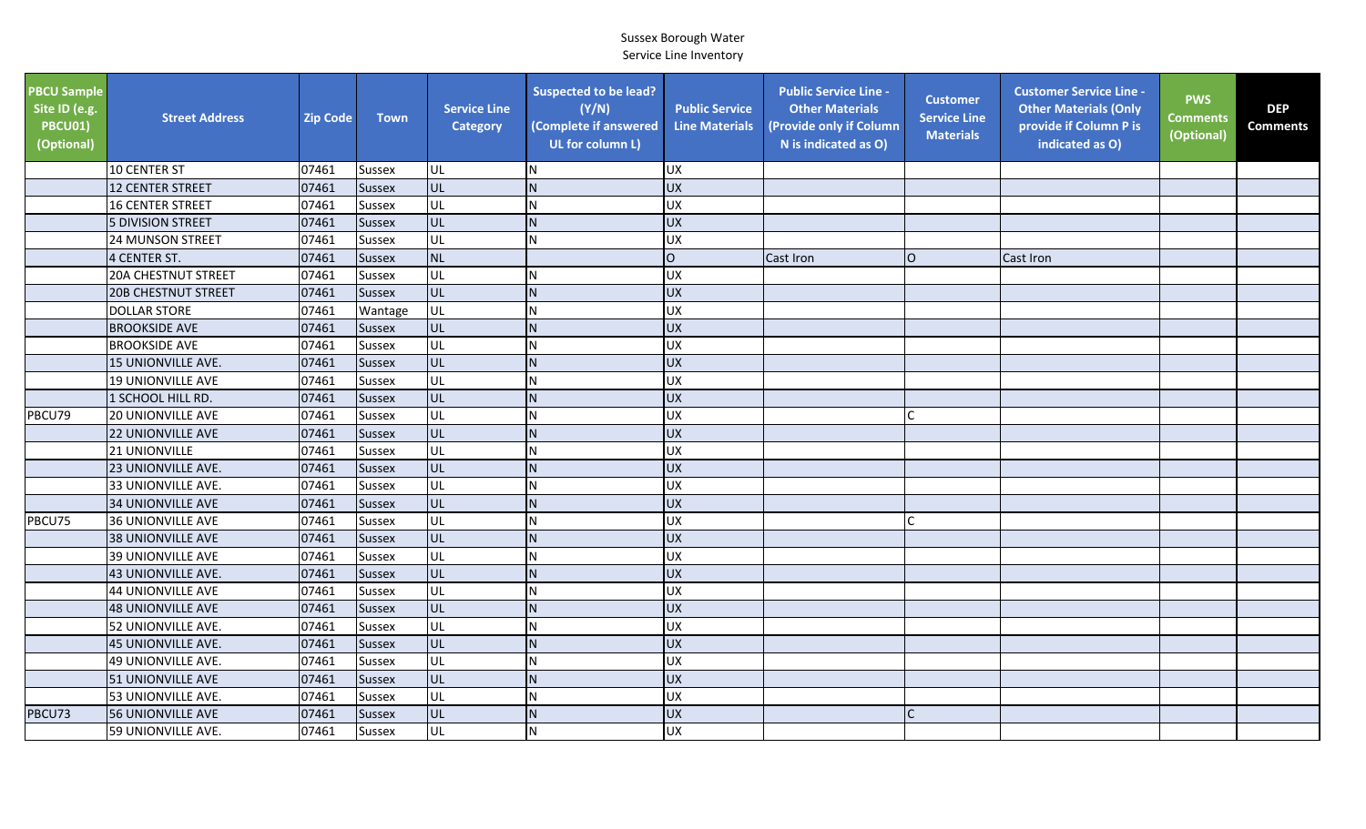Sussex Borough Water
Service Line Inventory

| PBCU Sample Site ID (e.g. PBCU01) (Optional) | Street Address | Zip Code | Town | Service Line Category | Suspected to be lead? (Y/N) (Complete if answered UL for column L) | Public Service Line Materials | Public Service Line - Other Materials (Provide only if Column N is indicated as O) | Customer Service Line Materials | Customer Service Line - Other Materials (Only provide if Column P is indicated as O) | PWS Comments (Optional) | DEP Comments |
|---|---|---|---|---|---|---|---|---|---|---|---|
| | 10 CENTER ST | 07461 | Sussex | UL | N | UX | | | | | |
| | 12 CENTER STREET | 07461 | Sussex | UL | N | UX | | | | | |
| | 16 CENTER STREET | 07461 | Sussex | UL | N | UX | | | | | |
| | 5 DIVISION STREET | 07461 | Sussex | UL | N | UX | | | | | |
| | 24 MUNSON STREET | 07461 | Sussex | UL | N | UX | | | | | |
| | 4 CENTER ST. | 07461 | Sussex | NL | | O | Cast Iron | O | Cast Iron | | |
| | 20A CHESTNUT STREET | 07461 | Sussex | UL | N | UX | | | | | |
| | 20B CHESTNUT STREET | 07461 | Sussex | UL | N | UX | | | | | |
| | DOLLAR STORE | 07461 | Wantage | UL | N | UX | | | | | |
| | BROOKSIDE AVE | 07461 | Sussex | UL | N | UX | | | | | |
| | BROOKSIDE AVE | 07461 | Sussex | UL | N | UX | | | | | |
| | 15 UNIONVILLE AVE. | 07461 | Sussex | UL | N | UX | | | | | |
| | 19 UNIONVILLE AVE | 07461 | Sussex | UL | N | UX | | | | | |
| | 1 SCHOOL HILL RD. | 07461 | Sussex | UL | N | UX | | | | | |
| PBCU79 | 20 UNIONVILLE AVE | 07461 | Sussex | UL | N | UX | | C | | | |
| | 22 UNIONVILLE AVE | 07461 | Sussex | UL | N | UX | | | | | |
| | 21 UNIONVILLE | 07461 | Sussex | UL | N | UX | | | | | |
| | 23 UNIONVILLE AVE. | 07461 | Sussex | UL | N | UX | | | | | |
| | 33 UNIONVILLE AVE. | 07461 | Sussex | UL | N | UX | | | | | |
| | 34 UNIONVILLE AVE | 07461 | Sussex | UL | N | UX | | | | | |
| PBCU75 | 36 UNIONVILLE AVE | 07461 | Sussex | UL | N | UX | | C | | | |
| | 38 UNIONVILLE AVE | 07461 | Sussex | UL | N | UX | | | | | |
| | 39 UNIONVILLE AVE | 07461 | Sussex | UL | N | UX | | | | | |
| | 43 UNIONVILLE AVE. | 07461 | Sussex | UL | N | UX | | | | | |
| | 44 UNIONVILLE AVE | 07461 | Sussex | UL | N | UX | | | | | |
| | 48 UNIONVILLE AVE | 07461 | Sussex | UL | N | UX | | | | | |
| | 52 UNIONVILLE AVE. | 07461 | Sussex | UL | N | UX | | | | | |
| | 45 UNIONVILLE AVE. | 07461 | Sussex | UL | N | UX | | | | | |
| | 49 UNIONVILLE AVE. | 07461 | Sussex | UL | N | UX | | | | | |
| | 51 UNIONVILLE AVE | 07461 | Sussex | UL | N | UX | | | | | |
| | 53 UNIONVILLE AVE. | 07461 | Sussex | UL | N | UX | | | | | |
| PBCU73 | 56 UNIONVILLE AVE | 07461 | Sussex | UL | N | UX | | C | | | |
| | 59 UNIONVILLE AVE. | 07461 | Sussex | UL | N | UX | | | | | |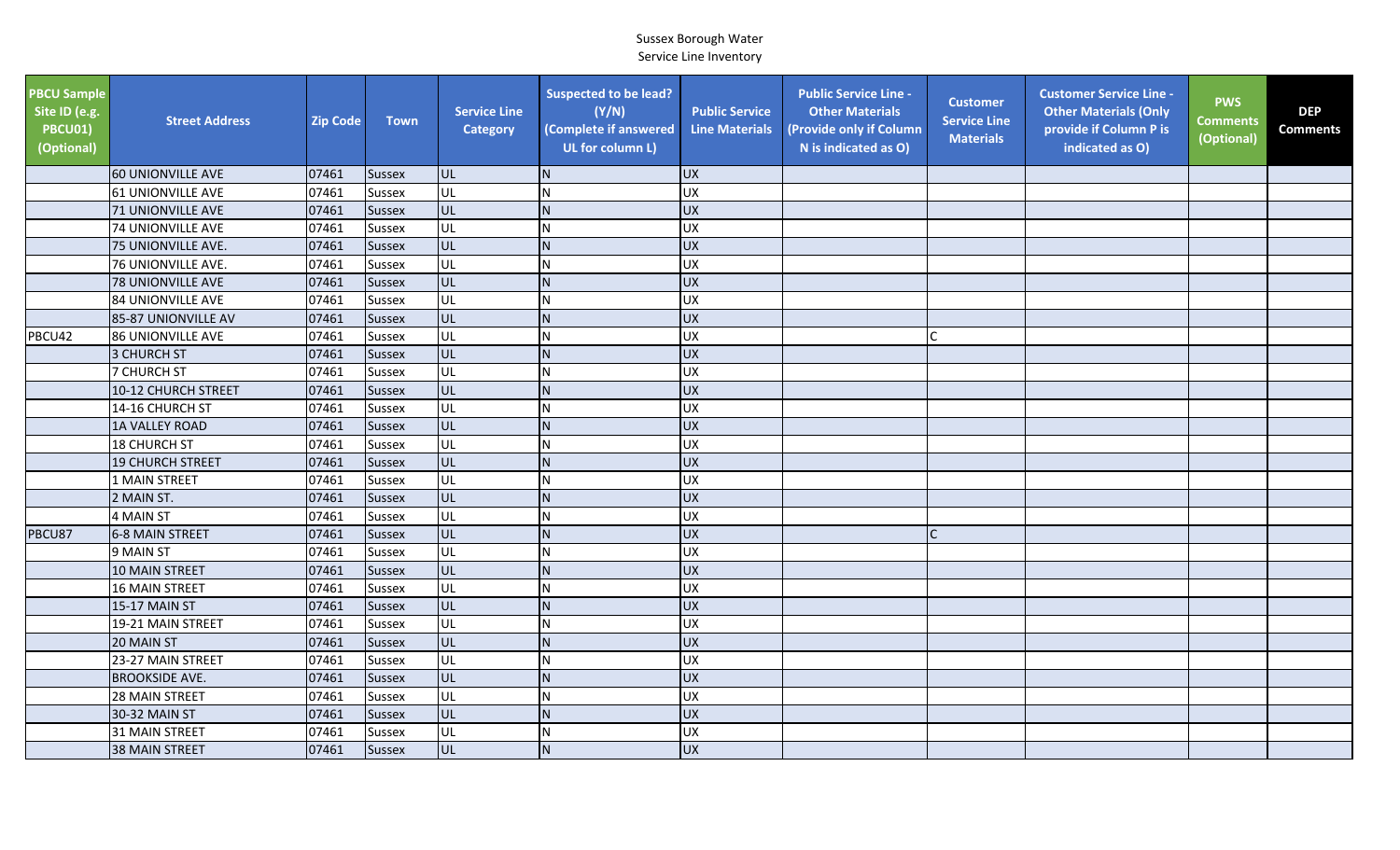| PBCU Sample Site ID (e.g. PBCU01) (Optional) | Street Address | Zip Code | Town | Service Line Category | Suspected to be lead? (Y/N) (Complete if answered UL for column L) | Public Service Line Materials | Public Service Line - Other Materials (Provide only if Column N is indicated as O) | Customer Service Line Materials | Customer Service Line - Other Materials (Only provide if Column P is indicated as O) | PWS Comments (Optional) | DEP Comments |
|---|---|---|---|---|---|---|---|---|---|---|---|
| | 60 UNIONVILLE AVE | 07461 | Sussex | UL | N | UX | | | | | |
| | 61 UNIONVILLE AVE | 07461 | Sussex | UL | N | UX | | | | | |
| | 71 UNIONVILLE AVE | 07461 | Sussex | UL | N | UX | | | | | |
| | 74 UNIONVILLE AVE | 07461 | Sussex | UL | N | UX | | | | | |
| | 75 UNIONVILLE AVE. | 07461 | Sussex | UL | N | UX | | | | | |
| | 76 UNIONVILLE AVE. | 07461 | Sussex | UL | N | UX | | | | | |
| | 78 UNIONVILLE AVE | 07461 | Sussex | UL | N | UX | | | | | |
| | 84 UNIONVILLE AVE | 07461 | Sussex | UL | N | UX | | | | | |
| | 85-87 UNIONVILLE AV | 07461 | Sussex | UL | N | UX | | | | | |
| PBCU42 | 86 UNIONVILLE AVE | 07461 | Sussex | UL | N | UX | | C | | | |
| | 3 CHURCH ST | 07461 | Sussex | UL | N | UX | | | | | |
| | 7 CHURCH ST | 07461 | Sussex | UL | N | UX | | | | | |
| | 10-12 CHURCH STREET | 07461 | Sussex | UL | N | UX | | | | | |
| | 14-16 CHURCH ST | 07461 | Sussex | UL | N | UX | | | | | |
| | 1A VALLEY ROAD | 07461 | Sussex | UL | N | UX | | | | | |
| | 18 CHURCH ST | 07461 | Sussex | UL | N | UX | | | | | |
| | 19 CHURCH STREET | 07461 | Sussex | UL | N | UX | | | | | |
| | 1 MAIN STREET | 07461 | Sussex | UL | N | UX | | | | | |
| | 2 MAIN ST. | 07461 | Sussex | UL | N | UX | | | | | |
| | 4 MAIN ST | 07461 | Sussex | UL | N | UX | | | | | |
| PBCU87 | 6-8 MAIN STREET | 07461 | Sussex | UL | N | UX | | C | | | |
| | 9 MAIN ST | 07461 | Sussex | UL | N | UX | | | | | |
| | 10 MAIN STREET | 07461 | Sussex | UL | N | UX | | | | | |
| | 16 MAIN STREET | 07461 | Sussex | UL | N | UX | | | | | |
| | 15-17 MAIN ST | 07461 | Sussex | UL | N | UX | | | | | |
| | 19-21 MAIN STREET | 07461 | Sussex | UL | N | UX | | | | | |
| | 20 MAIN ST | 07461 | Sussex | UL | N | UX | | | | | |
| | 23-27 MAIN STREET | 07461 | Sussex | UL | N | UX | | | | | |
| | BROOKSIDE AVE. | 07461 | Sussex | UL | N | UX | | | | | |
| | 28 MAIN STREET | 07461 | Sussex | UL | N | UX | | | | | |
| | 30-32 MAIN ST | 07461 | Sussex | UL | N | UX | | | | | |
| | 31 MAIN STREET | 07461 | Sussex | UL | N | UX | | | | | |
| | 38 MAIN STREET | 07461 | Sussex | UL | N | UX | | | | | |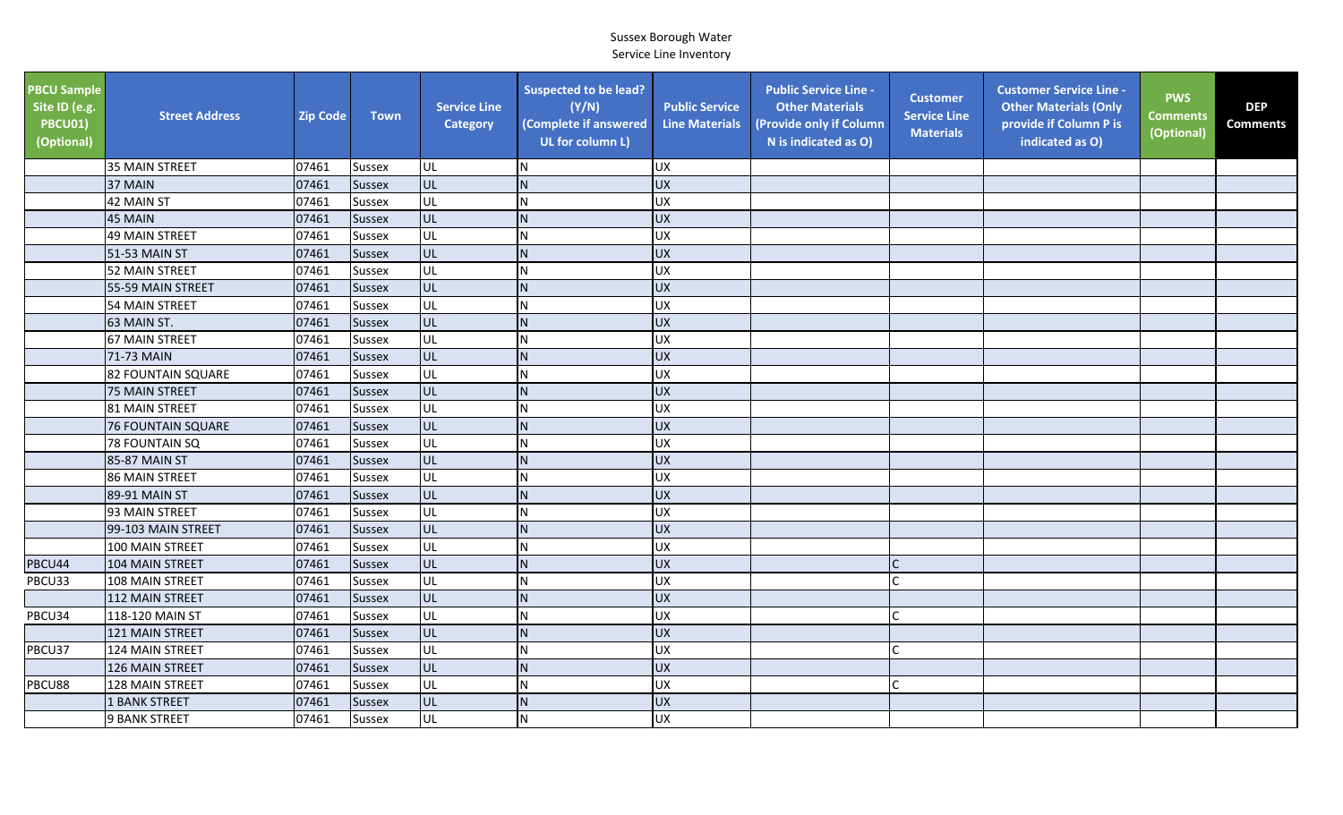Sussex Borough Water
Service Line Inventory

| PBCU Sample Site ID (e.g. PBCU01) (Optional) | Street Address | Zip Code | Town | Service Line Category | Suspected to be lead? (Y/N) (Complete if answered UL for column L) | Public Service Line Materials | Public Service Line - Other Materials (Provide only if Column N is indicated as O) | Customer Service Line Materials | Customer Service Line - Other Materials (Only provide if Column P is indicated as O) | PWS Comments (Optional) | DEP Comments |
|---|---|---|---|---|---|---|---|---|---|---|---|
| | 35 MAIN STREET | 07461 | Sussex | UL | N | UX | | | | | |
| | 37 MAIN | 07461 | Sussex | UL | N | UX | | | | | |
| | 42 MAIN ST | 07461 | Sussex | UL | N | UX | | | | | |
| | 45 MAIN | 07461 | Sussex | UL | N | UX | | | | | |
| | 49 MAIN STREET | 07461 | Sussex | UL | N | UX | | | | | |
| | 51-53 MAIN ST | 07461 | Sussex | UL | N | UX | | | | | |
| | 52 MAIN STREET | 07461 | Sussex | UL | N | UX | | | | | |
| | 55-59 MAIN STREET | 07461 | Sussex | UL | N | UX | | | | | |
| | 54 MAIN STREET | 07461 | Sussex | UL | N | UX | | | | | |
| | 63 MAIN ST. | 07461 | Sussex | UL | N | UX | | | | | |
| | 67 MAIN STREET | 07461 | Sussex | UL | N | UX | | | | | |
| | 71-73 MAIN | 07461 | Sussex | UL | N | UX | | | | | |
| | 82 FOUNTAIN SQUARE | 07461 | Sussex | UL | N | UX | | | | | |
| | 75 MAIN STREET | 07461 | Sussex | UL | N | UX | | | | | |
| | 81 MAIN STREET | 07461 | Sussex | UL | N | UX | | | | | |
| | 76 FOUNTAIN SQUARE | 07461 | Sussex | UL | N | UX | | | | | |
| | 78 FOUNTAIN SQ | 07461 | Sussex | UL | N | UX | | | | | |
| | 85-87 MAIN ST | 07461 | Sussex | UL | N | UX | | | | | |
| | 86 MAIN STREET | 07461 | Sussex | UL | N | UX | | | | | |
| | 89-91 MAIN ST | 07461 | Sussex | UL | N | UX | | | | | |
| | 93 MAIN STREET | 07461 | Sussex | UL | N | UX | | | | | |
| | 99-103 MAIN STREET | 07461 | Sussex | UL | N | UX | | | | | |
| | 100 MAIN STREET | 07461 | Sussex | UL | N | UX | | | | | |
| PBCU44 | 104 MAIN STREET | 07461 | Sussex | UL | N | UX | | C | | | |
| PBCU33 | 108 MAIN STREET | 07461 | Sussex | UL | N | UX | | C | | | |
| | 112 MAIN STREET | 07461 | Sussex | UL | N | UX | | | | | |
| PBCU34 | 118-120 MAIN ST | 07461 | Sussex | UL | N | UX | | C | | | |
| | 121 MAIN STREET | 07461 | Sussex | UL | N | UX | | | | | |
| PBCU37 | 124 MAIN STREET | 07461 | Sussex | UL | N | UX | | C | | | |
| | 126 MAIN STREET | 07461 | Sussex | UL | N | UX | | | | | |
| PBCU88 | 128 MAIN STREET | 07461 | Sussex | UL | N | UX | | C | | | |
| | 1 BANK STREET | 07461 | Sussex | UL | N | UX | | | | | |
| | 9 BANK STREET | 07461 | Sussex | UL | N | UX | | | | | |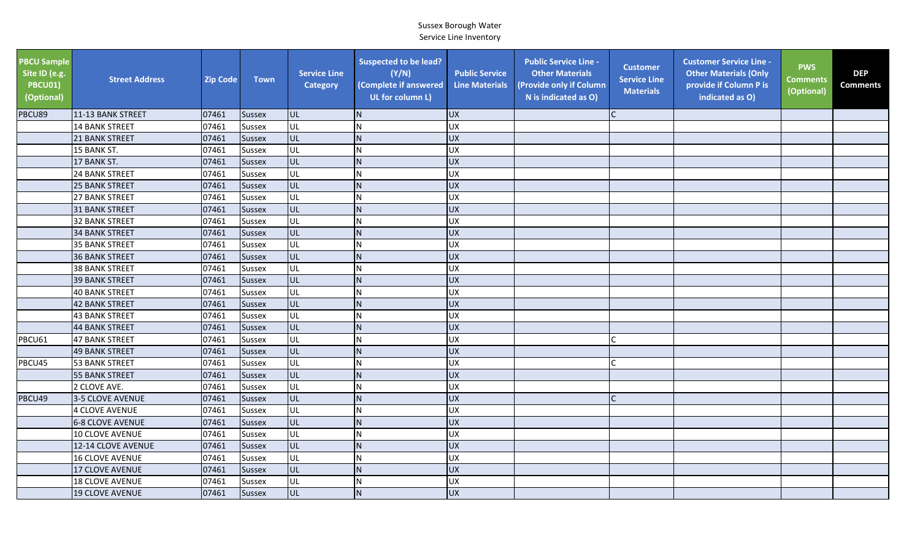Sussex Borough Water
Service Line Inventory

| PBCU Sample Site ID (e.g. PBCU01) (Optional) | Street Address | Zip Code | Town | Service Line Category | Suspected to be lead? (Y/N) (Complete if answered UL for column L) | Public Service Line Materials | Public Service Line - Other Materials (Provide only if Column N is indicated as O) | Customer Service Line Materials | Customer Service Line - Other Materials (Only provide if Column P is indicated as O) | PWS Comments (Optional) | DEP Comments |
|---|---|---|---|---|---|---|---|---|---|---|---|
| PBCU89 | 11-13 BANK STREET | 07461 | Sussex | UL | N | UX | | C | | | |
| | 14 BANK STREET | 07461 | Sussex | UL | N | UX | | | | | |
| | 21 BANK STREET | 07461 | Sussex | UL | N | UX | | | | | |
| | 15 BANK ST. | 07461 | Sussex | UL | N | UX | | | | | |
| | 17 BANK ST. | 07461 | Sussex | UL | N | UX | | | | | |
| | 24 BANK STREET | 07461 | Sussex | UL | N | UX | | | | | |
| | 25 BANK STREET | 07461 | Sussex | UL | N | UX | | | | | |
| | 27 BANK STREET | 07461 | Sussex | UL | N | UX | | | | | |
| | 31 BANK STREET | 07461 | Sussex | UL | N | UX | | | | | |
| | 32 BANK STREET | 07461 | Sussex | UL | N | UX | | | | | |
| | 34 BANK STREET | 07461 | Sussex | UL | N | UX | | | | | |
| | 35 BANK STREET | 07461 | Sussex | UL | N | UX | | | | | |
| | 36 BANK STREET | 07461 | Sussex | UL | N | UX | | | | | |
| | 38 BANK STREET | 07461 | Sussex | UL | N | UX | | | | | |
| | 39 BANK STREET | 07461 | Sussex | UL | N | UX | | | | | |
| | 40 BANK STREET | 07461 | Sussex | UL | N | UX | | | | | |
| | 42 BANK STREET | 07461 | Sussex | UL | N | UX | | | | | |
| | 43 BANK STREET | 07461 | Sussex | UL | N | UX | | | | | |
| | 44 BANK STREET | 07461 | Sussex | UL | N | UX | | | | | |
| PBCU61 | 47 BANK STREET | 07461 | Sussex | UL | N | UX | | C | | | |
| | 49 BANK STREET | 07461 | Sussex | UL | N | UX | | | | | |
| PBCU45 | 53 BANK STREET | 07461 | Sussex | UL | N | UX | | C | | | |
| | 55 BANK STREET | 07461 | Sussex | UL | N | UX | | | | | |
| | 2 CLOVE AVE. | 07461 | Sussex | UL | N | UX | | | | | |
| PBCU49 | 3-5 CLOVE AVENUE | 07461 | Sussex | UL | N | UX | | C | | | |
| | 4 CLOVE AVENUE | 07461 | Sussex | UL | N | UX | | | | | |
| | 6-8 CLOVE AVENUE | 07461 | Sussex | UL | N | UX | | | | | |
| | 10 CLOVE AVENUE | 07461 | Sussex | UL | N | UX | | | | | |
| | 12-14 CLOVE AVENUE | 07461 | Sussex | UL | N | UX | | | | | |
| | 16 CLOVE AVENUE | 07461 | Sussex | UL | N | UX | | | | | |
| | 17 CLOVE AVENUE | 07461 | Sussex | UL | N | UX | | | | | |
| | 18 CLOVE AVENUE | 07461 | Sussex | UL | N | UX | | | | | |
| | 19 CLOVE AVENUE | 07461 | Sussex | UL | N | UX | | | | | |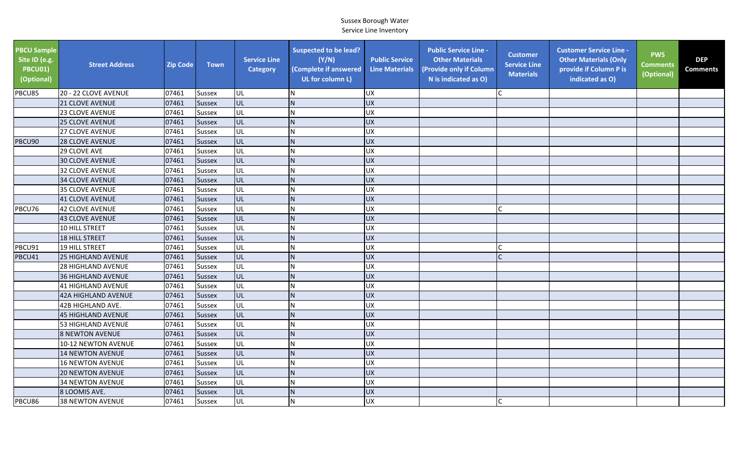Sussex Borough Water
Service Line Inventory

| PBCU Sample Site ID (e.g. PBCU01) (Optional) | Street Address | Zip Code | Town | Service Line Category | Suspected to be lead? (Y/N) (Complete if answered UL for column L) | Public Service Line Materials | Public Service Line - Other Materials (Provide only if Column N is indicated as O) | Customer Service Line Materials | Customer Service Line - Other Materials (Only provide if Column P is indicated as O) | PWS Comments (Optional) | DEP Comments |
|---|---|---|---|---|---|---|---|---|---|---|---|
| PBCU85 | 20 - 22 CLOVE AVENUE | 07461 | Sussex | UL | N | UX | | C | | | |
| | 21 CLOVE AVENUE | 07461 | Sussex | UL | N | UX | | | | | |
| | 23 CLOVE AVENUE | 07461 | Sussex | UL | N | UX | | | | | |
| | 25 CLOVE AVENUE | 07461 | Sussex | UL | N | UX | | | | | |
| | 27 CLOVE AVENUE | 07461 | Sussex | UL | N | UX | | | | | |
| PBCU90 | 28 CLOVE AVENUE | 07461 | Sussex | UL | N | UX | | | | | |
| | 29 CLOVE AVE | 07461 | Sussex | UL | N | UX | | | | | |
| | 30 CLOVE AVENUE | 07461 | Sussex | UL | N | UX | | | | | |
| | 32 CLOVE AVENUE | 07461 | Sussex | UL | N | UX | | | | | |
| | 34 CLOVE AVENUE | 07461 | Sussex | UL | N | UX | | | | | |
| | 35 CLOVE AVENUE | 07461 | Sussex | UL | N | UX | | | | | |
| | 41 CLOVE AVENUE | 07461 | Sussex | UL | N | UX | | | | | |
| PBCU76 | 42 CLOVE AVENUE | 07461 | Sussex | UL | N | UX | | C | | | |
| | 43 CLOVE AVENUE | 07461 | Sussex | UL | N | UX | | | | | |
| | 10 HILL STREET | 07461 | Sussex | UL | N | UX | | | | | |
| | 18 HILL STREET | 07461 | Sussex | UL | N | UX | | | | | |
| PBCU91 | 19 HILL STREET | 07461 | Sussex | UL | N | UX | | C | | | |
| PBCU41 | 25 HIGHLAND AVENUE | 07461 | Sussex | UL | N | UX | | C | | | |
| | 28 HIGHLAND AVENUE | 07461 | Sussex | UL | N | UX | | | | | |
| | 36 HIGHLAND AVENUE | 07461 | Sussex | UL | N | UX | | | | | |
| | 41 HIGHLAND AVENUE | 07461 | Sussex | UL | N | UX | | | | | |
| | 42A HIGHLAND AVENUE | 07461 | Sussex | UL | N | UX | | | | | |
| | 42B HIGHLAND AVE. | 07461 | Sussex | UL | N | UX | | | | | |
| | 45 HIGHLAND AVENUE | 07461 | Sussex | UL | N | UX | | | | | |
| | 53 HIGHLAND AVENUE | 07461 | Sussex | UL | N | UX | | | | | |
| | 8 NEWTON AVENUE | 07461 | Sussex | UL | N | UX | | | | | |
| | 10-12 NEWTON AVENUE | 07461 | Sussex | UL | N | UX | | | | | |
| | 14 NEWTON AVENUE | 07461 | Sussex | UL | N | UX | | | | | |
| | 16 NEWTON AVENUE | 07461 | Sussex | UL | N | UX | | | | | |
| | 20 NEWTON AVENUE | 07461 | Sussex | UL | N | UX | | | | | |
| | 34 NEWTON AVENUE | 07461 | Sussex | UL | N | UX | | | | | |
| | 8 LOOMIS AVE. | 07461 | Sussex | UL | N | UX | | | | | |
| PBCU86 | 38 NEWTON AVENUE | 07461 | Sussex | UL | N | UX | | C | | | |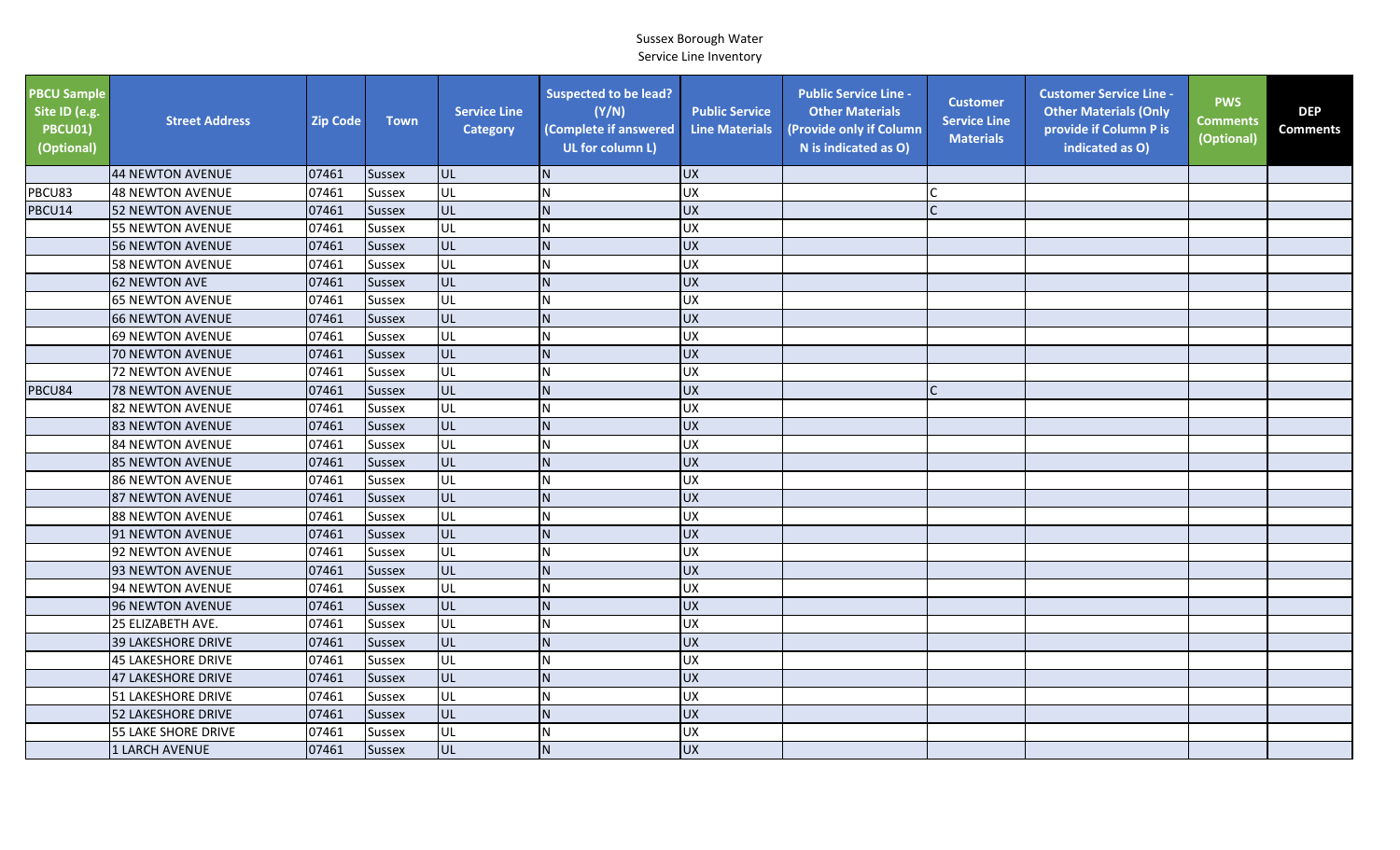Sussex Borough Water
Service Line Inventory

| PBCU Sample Site ID (e.g. PBCU01) (Optional) | Street Address | Zip Code | Town | Service Line Category | Suspected to be lead? (Y/N) (Complete if answered UL for column L) | Public Service Line Materials | Public Service Line - Other Materials (Provide only if Column N is indicated as O) | Customer Service Line Materials | Customer Service Line - Other Materials (Only provide if Column P is indicated as O) | PWS Comments (Optional) | DEP Comments |
|---|---|---|---|---|---|---|---|---|---|---|---|
| | 44 NEWTON AVENUE | 07461 | Sussex | UL | N | UX | | | | | |
| PBCU83 | 48 NEWTON AVENUE | 07461 | Sussex | UL | N | UX | | C | | | |
| PBCU14 | 52 NEWTON AVENUE | 07461 | Sussex | UL | N | UX | | C | | | |
| | 55 NEWTON AVENUE | 07461 | Sussex | UL | N | UX | | | | | |
| | 56 NEWTON AVENUE | 07461 | Sussex | UL | N | UX | | | | | |
| | 58 NEWTON AVENUE | 07461 | Sussex | UL | N | UX | | | | | |
| | 62 NEWTON AVE | 07461 | Sussex | UL | N | UX | | | | | |
| | 65 NEWTON AVENUE | 07461 | Sussex | UL | N | UX | | | | | |
| | 66 NEWTON AVENUE | 07461 | Sussex | UL | N | UX | | | | | |
| | 69 NEWTON AVENUE | 07461 | Sussex | UL | N | UX | | | | | |
| | 70 NEWTON AVENUE | 07461 | Sussex | UL | N | UX | | | | | |
| | 72 NEWTON AVENUE | 07461 | Sussex | UL | N | UX | | | | | |
| PBCU84 | 78 NEWTON AVENUE | 07461 | Sussex | UL | N | UX | | C | | | |
| | 82 NEWTON AVENUE | 07461 | Sussex | UL | N | UX | | | | | |
| | 83 NEWTON AVENUE | 07461 | Sussex | UL | N | UX | | | | | |
| | 84 NEWTON AVENUE | 07461 | Sussex | UL | N | UX | | | | | |
| | 85 NEWTON AVENUE | 07461 | Sussex | UL | N | UX | | | | | |
| | 86 NEWTON AVENUE | 07461 | Sussex | UL | N | UX | | | | | |
| | 87 NEWTON AVENUE | 07461 | Sussex | UL | N | UX | | | | | |
| | 88 NEWTON AVENUE | 07461 | Sussex | UL | N | UX | | | | | |
| | 91 NEWTON AVENUE | 07461 | Sussex | UL | N | UX | | | | | |
| | 92 NEWTON AVENUE | 07461 | Sussex | UL | N | UX | | | | | |
| | 93 NEWTON AVENUE | 07461 | Sussex | UL | N | UX | | | | | |
| | 94 NEWTON AVENUE | 07461 | Sussex | UL | N | UX | | | | | |
| | 96 NEWTON AVENUE | 07461 | Sussex | UL | N | UX | | | | | |
| | 25 ELIZABETH AVE. | 07461 | Sussex | UL | N | UX | | | | | |
| | 39 LAKESHORE DRIVE | 07461 | Sussex | UL | N | UX | | | | | |
| | 45 LAKESHORE DRIVE | 07461 | Sussex | UL | N | UX | | | | | |
| | 47 LAKESHORE DRIVE | 07461 | Sussex | UL | N | UX | | | | | |
| | 51 LAKESHORE DRIVE | 07461 | Sussex | UL | N | UX | | | | | |
| | 52 LAKESHORE DRIVE | 07461 | Sussex | UL | N | UX | | | | | |
| | 55 LAKE SHORE DRIVE | 07461 | Sussex | UL | N | UX | | | | | |
| | 1 LARCH AVENUE | 07461 | Sussex | UL | N | UX | | | | | |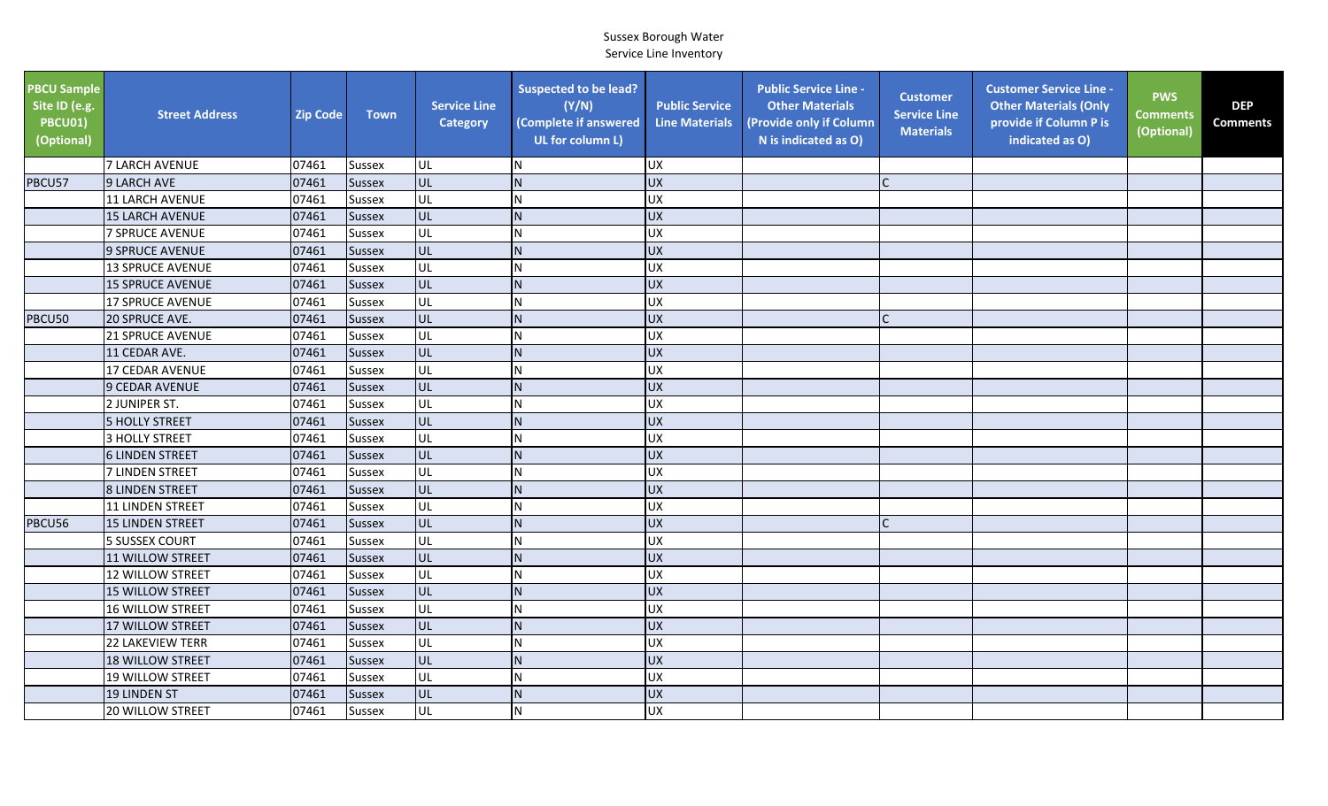Sussex Borough Water
Service Line Inventory

| PBCU Sample Site ID (e.g. PBCU01) (Optional) | Street Address | Zip Code | Town | Service Line Category | Suspected to be lead? (Y/N) (Complete if answered UL for column L) | Public Service Line Materials | Public Service Line - Other Materials (Provide only if Column N is indicated as O) | Customer Service Line Materials | Customer Service Line - Other Materials (Only provide if Column P is indicated as O) | PWS Comments (Optional) | DEP Comments |
|---|---|---|---|---|---|---|---|---|---|---|---|
| | 7 LARCH AVENUE | 07461 | Sussex | UL | N | UX | | | | | |
| PBCU57 | 9 LARCH AVE | 07461 | Sussex | UL | N | UX | | C | | | |
| | 11 LARCH AVENUE | 07461 | Sussex | UL | N | UX | | | | | |
| | 15 LARCH AVENUE | 07461 | Sussex | UL | N | UX | | | | | |
| | 7 SPRUCE AVENUE | 07461 | Sussex | UL | N | UX | | | | | |
| | 9 SPRUCE AVENUE | 07461 | Sussex | UL | N | UX | | | | | |
| | 13 SPRUCE AVENUE | 07461 | Sussex | UL | N | UX | | | | | |
| | 15 SPRUCE AVENUE | 07461 | Sussex | UL | N | UX | | | | | |
| | 17 SPRUCE AVENUE | 07461 | Sussex | UL | N | UX | | | | | |
| PBCU50 | 20 SPRUCE AVE. | 07461 | Sussex | UL | N | UX | | C | | | |
| | 21 SPRUCE AVENUE | 07461 | Sussex | UL | N | UX | | | | | |
| | 11 CEDAR AVE. | 07461 | Sussex | UL | N | UX | | | | | |
| | 17 CEDAR AVENUE | 07461 | Sussex | UL | N | UX | | | | | |
| | 9 CEDAR AVENUE | 07461 | Sussex | UL | N | UX | | | | | |
| | 2 JUNIPER ST. | 07461 | Sussex | UL | N | UX | | | | | |
| | 5 HOLLY STREET | 07461 | Sussex | UL | N | UX | | | | | |
| | 3 HOLLY STREET | 07461 | Sussex | UL | N | UX | | | | | |
| | 6 LINDEN STREET | 07461 | Sussex | UL | N | UX | | | | | |
| | 7 LINDEN STREET | 07461 | Sussex | UL | N | UX | | | | | |
| | 8 LINDEN STREET | 07461 | Sussex | UL | N | UX | | | | | |
| | 11 LINDEN STREET | 07461 | Sussex | UL | N | UX | | | | | |
| PBCU56 | 15 LINDEN STREET | 07461 | Sussex | UL | N | UX | | C | | | |
| | 5 SUSSEX COURT | 07461 | Sussex | UL | N | UX | | | | | |
| | 11 WILLOW STREET | 07461 | Sussex | UL | N | UX | | | | | |
| | 12 WILLOW STREET | 07461 | Sussex | UL | N | UX | | | | | |
| | 15 WILLOW STREET | 07461 | Sussex | UL | N | UX | | | | | |
| | 16 WILLOW STREET | 07461 | Sussex | UL | N | UX | | | | | |
| | 17 WILLOW STREET | 07461 | Sussex | UL | N | UX | | | | | |
| | 22 LAKEVIEW TERR | 07461 | Sussex | UL | N | UX | | | | | |
| | 18 WILLOW STREET | 07461 | Sussex | UL | N | UX | | | | | |
| | 19 WILLOW STREET | 07461 | Sussex | UL | N | UX | | | | | |
| | 19 LINDEN ST | 07461 | Sussex | UL | N | UX | | | | | |
| | 20 WILLOW STREET | 07461 | Sussex | UL | N | UX | | | | | |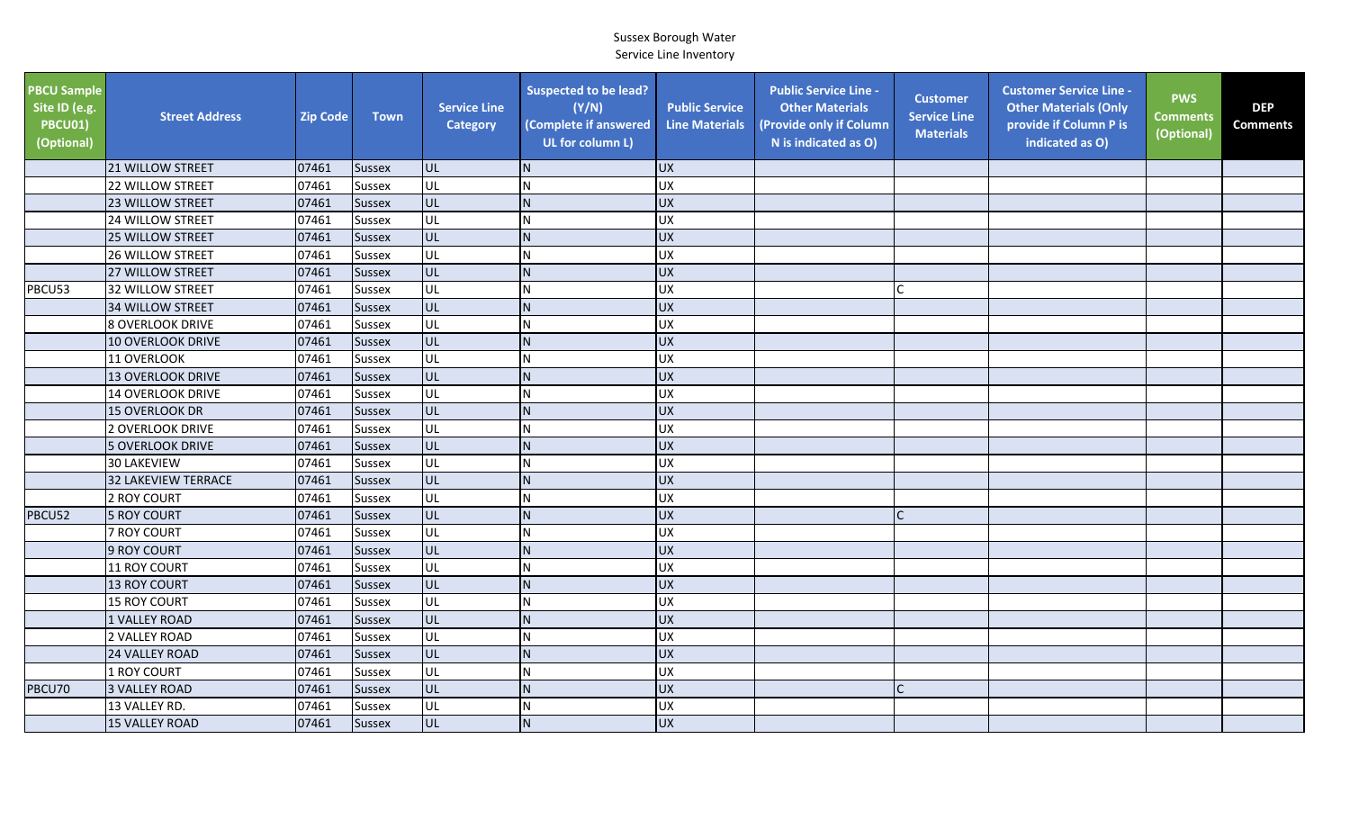Sussex Borough Water
Service Line Inventory

| PBCU Sample Site ID (e.g. PBCU01) (Optional) | Street Address | Zip Code | Town | Service Line Category | Suspected to be lead? (Y/N) (Complete if answered UL for column L) | Public Service Line Materials | Public Service Line - Other Materials (Provide only if Column N is indicated as O) | Customer Service Line Materials | Customer Service Line - Other Materials (Only provide if Column P is indicated as O) | PWS Comments (Optional) | DEP Comments |
|---|---|---|---|---|---|---|---|---|---|---|---|
| | 21 WILLOW STREET | 07461 | Sussex | UL | N | UX | | | | | |
| | 22 WILLOW STREET | 07461 | Sussex | UL | N | UX | | | | | |
| | 23 WILLOW STREET | 07461 | Sussex | UL | N | UX | | | | | |
| | 24 WILLOW STREET | 07461 | Sussex | UL | N | UX | | | | | |
| | 25 WILLOW STREET | 07461 | Sussex | UL | N | UX | | | | | |
| | 26 WILLOW STREET | 07461 | Sussex | UL | N | UX | | | | | |
| | 27 WILLOW STREET | 07461 | Sussex | UL | N | UX | | | | | |
| PBCU53 | 32 WILLOW STREET | 07461 | Sussex | UL | N | UX | | C | | | |
| | 34 WILLOW STREET | 07461 | Sussex | UL | N | UX | | | | | |
| | 8 OVERLOOK DRIVE | 07461 | Sussex | UL | N | UX | | | | | |
| | 10 OVERLOOK DRIVE | 07461 | Sussex | UL | N | UX | | | | | |
| | 11 OVERLOOK | 07461 | Sussex | UL | N | UX | | | | | |
| | 13 OVERLOOK DRIVE | 07461 | Sussex | UL | N | UX | | | | | |
| | 14 OVERLOOK DRIVE | 07461 | Sussex | UL | N | UX | | | | | |
| | 15 OVERLOOK DR | 07461 | Sussex | UL | N | UX | | | | | |
| | 2 OVERLOOK DRIVE | 07461 | Sussex | UL | N | UX | | | | | |
| | 5 OVERLOOK DRIVE | 07461 | Sussex | UL | N | UX | | | | | |
| | 30 LAKEVIEW | 07461 | Sussex | UL | N | UX | | | | | |
| | 32 LAKEVIEW TERRACE | 07461 | Sussex | UL | N | UX | | | | | |
| | 2 ROY COURT | 07461 | Sussex | UL | N | UX | | | | | |
| PBCU52 | 5 ROY COURT | 07461 | Sussex | UL | N | UX | | C | | | |
| | 7 ROY COURT | 07461 | Sussex | UL | N | UX | | | | | |
| | 9 ROY COURT | 07461 | Sussex | UL | N | UX | | | | | |
| | 11 ROY COURT | 07461 | Sussex | UL | N | UX | | | | | |
| | 13 ROY COURT | 07461 | Sussex | UL | N | UX | | | | | |
| | 15 ROY COURT | 07461 | Sussex | UL | N | UX | | | | | |
| | 1 VALLEY ROAD | 07461 | Sussex | UL | N | UX | | | | | |
| | 2 VALLEY ROAD | 07461 | Sussex | UL | N | UX | | | | | |
| | 24 VALLEY ROAD | 07461 | Sussex | UL | N | UX | | | | | |
| | 1 ROY COURT | 07461 | Sussex | UL | N | UX | | | | | |
| PBCU70 | 3 VALLEY ROAD | 07461 | Sussex | UL | N | UX | | C | | | |
| | 13 VALLEY RD. | 07461 | Sussex | UL | N | UX | | | | | |
| | 15 VALLEY ROAD | 07461 | Sussex | UL | N | UX | | | | | |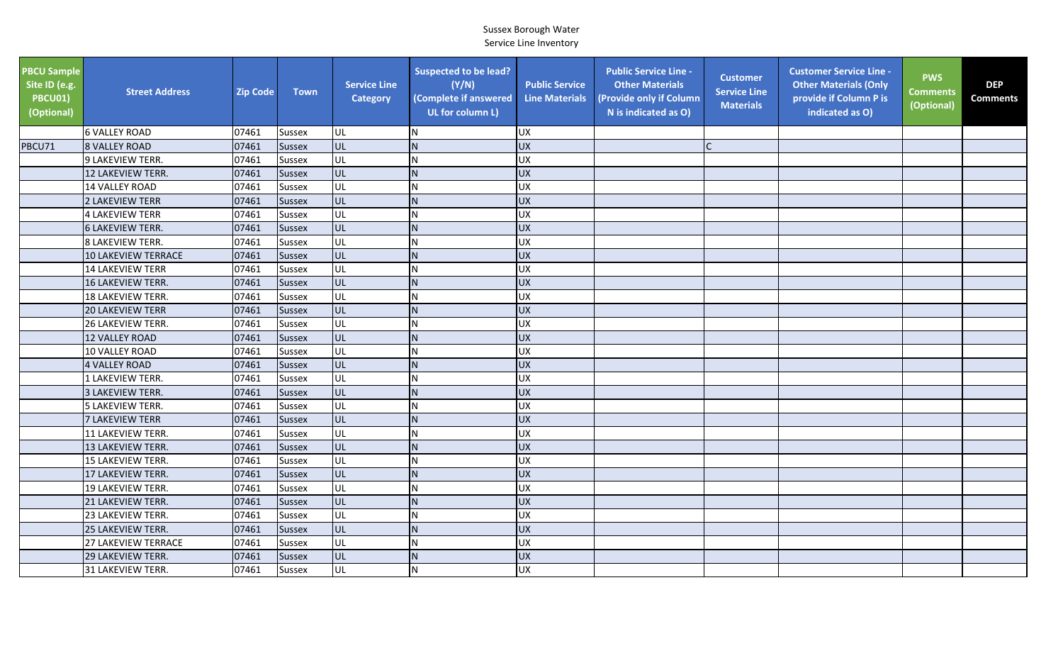Sussex Borough Water
Service Line Inventory

| PBCU Sample Site ID (e.g. PBCU01) (Optional) | Street Address | Zip Code | Town | Service Line Category | Suspected to be lead? (Y/N) (Complete if answered UL for column L) | Public Service Line Materials | Public Service Line - Other Materials (Provide only if Column N is indicated as O) | Customer Service Line Materials | Customer Service Line - Other Materials (Only provide if Column P is indicated as O) | PWS Comments (Optional) | DEP Comments |
|---|---|---|---|---|---|---|---|---|---|---|---|
| | 6 VALLEY ROAD | 07461 | Sussex | UL | N | UX | | | | | |
| PBCU71 | 8 VALLEY ROAD | 07461 | Sussex | UL | N | UX | | C | | | |
| | 9 LAKEVIEW TERR. | 07461 | Sussex | UL | N | UX | | | | | |
| | 12 LAKEVIEW TERR. | 07461 | Sussex | UL | N | UX | | | | | |
| | 14 VALLEY ROAD | 07461 | Sussex | UL | N | UX | | | | | |
| | 2 LAKEVIEW TERR | 07461 | Sussex | UL | N | UX | | | | | |
| | 4 LAKEVIEW TERR | 07461 | Sussex | UL | N | UX | | | | | |
| | 6 LAKEVIEW TERR. | 07461 | Sussex | UL | N | UX | | | | | |
| | 8 LAKEVIEW TERR. | 07461 | Sussex | UL | N | UX | | | | | |
| | 10 LAKEVIEW TERRACE | 07461 | Sussex | UL | N | UX | | | | | |
| | 14 LAKEVIEW TERR | 07461 | Sussex | UL | N | UX | | | | | |
| | 16 LAKEVIEW TERR. | 07461 | Sussex | UL | N | UX | | | | | |
| | 18 LAKEVIEW TERR. | 07461 | Sussex | UL | N | UX | | | | | |
| | 20 LAKEVIEW TERR | 07461 | Sussex | UL | N | UX | | | | | |
| | 26 LAKEVIEW TERR. | 07461 | Sussex | UL | N | UX | | | | | |
| | 12 VALLEY ROAD | 07461 | Sussex | UL | N | UX | | | | | |
| | 10 VALLEY ROAD | 07461 | Sussex | UL | N | UX | | | | | |
| | 4 VALLEY ROAD | 07461 | Sussex | UL | N | UX | | | | | |
| | 1 LAKEVIEW TERR. | 07461 | Sussex | UL | N | UX | | | | | |
| | 3 LAKEVIEW TERR. | 07461 | Sussex | UL | N | UX | | | | | |
| | 5 LAKEVIEW TERR. | 07461 | Sussex | UL | N | UX | | | | | |
| | 7 LAKEVIEW TERR | 07461 | Sussex | UL | N | UX | | | | | |
| | 11 LAKEVIEW TERR. | 07461 | Sussex | UL | N | UX | | | | | |
| | 13 LAKEVIEW TERR. | 07461 | Sussex | UL | N | UX | | | | | |
| | 15 LAKEVIEW TERR. | 07461 | Sussex | UL | N | UX | | | | | |
| | 17 LAKEVIEW TERR. | 07461 | Sussex | UL | N | UX | | | | | |
| | 19 LAKEVIEW TERR. | 07461 | Sussex | UL | N | UX | | | | | |
| | 21 LAKEVIEW TERR. | 07461 | Sussex | UL | N | UX | | | | | |
| | 23 LAKEVIEW TERR. | 07461 | Sussex | UL | N | UX | | | | | |
| | 25 LAKEVIEW TERR. | 07461 | Sussex | UL | N | UX | | | | | |
| | 27 LAKEVIEW TERRACE | 07461 | Sussex | UL | N | UX | | | | | |
| | 29 LAKEVIEW TERR. | 07461 | Sussex | UL | N | UX | | | | | |
| | 31 LAKEVIEW TERR. | 07461 | Sussex | UL | N | UX | | | | | |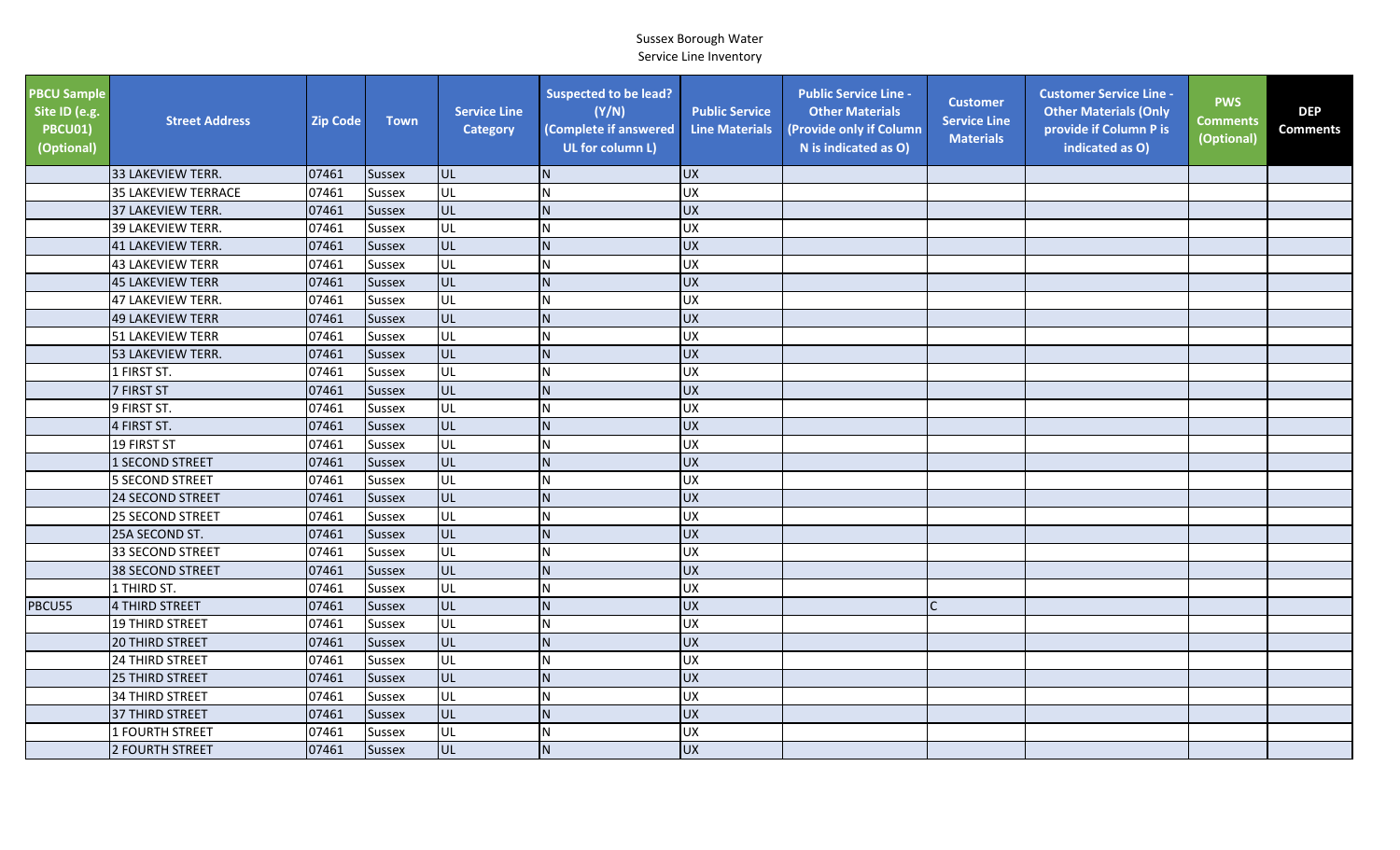Sussex Borough Water
Service Line Inventory

| PBCU Sample Site ID (e.g. PBCU01) (Optional) | Street Address | Zip Code | Town | Service Line Category | Suspected to be lead? (Y/N) (Complete if answered UL for column L) | Public Service Line Materials | Public Service Line - Other Materials (Provide only if Column N is indicated as O) | Customer Service Line Materials | Customer Service Line - Other Materials (Only provide if Column P is indicated as O) | PWS Comments (Optional) | DEP Comments |
|---|---|---|---|---|---|---|---|---|---|---|---|
| | 33 LAKEVIEW TERR. | 07461 | Sussex | UL | N | UX | | | | | |
| | 35 LAKEVIEW TERRACE | 07461 | Sussex | UL | N | UX | | | | | |
| | 37 LAKEVIEW TERR. | 07461 | Sussex | UL | N | UX | | | | | |
| | 39 LAKEVIEW TERR. | 07461 | Sussex | UL | N | UX | | | | | |
| | 41 LAKEVIEW TERR. | 07461 | Sussex | UL | N | UX | | | | | |
| | 43 LAKEVIEW TERR | 07461 | Sussex | UL | N | UX | | | | | |
| | 45 LAKEVIEW TERR | 07461 | Sussex | UL | N | UX | | | | | |
| | 47 LAKEVIEW TERR. | 07461 | Sussex | UL | N | UX | | | | | |
| | 49 LAKEVIEW TERR | 07461 | Sussex | UL | N | UX | | | | | |
| | 51 LAKEVIEW TERR | 07461 | Sussex | UL | N | UX | | | | | |
| | 53 LAKEVIEW TERR. | 07461 | Sussex | UL | N | UX | | | | | |
| | 1 FIRST ST. | 07461 | Sussex | UL | N | UX | | | | | |
| | 7 FIRST ST | 07461 | Sussex | UL | N | UX | | | | | |
| | 9 FIRST ST. | 07461 | Sussex | UL | N | UX | | | | | |
| | 4 FIRST ST. | 07461 | Sussex | UL | N | UX | | | | | |
| | 19 FIRST ST | 07461 | Sussex | UL | N | UX | | | | | |
| | 1 SECOND STREET | 07461 | Sussex | UL | N | UX | | | | | |
| | 5 SECOND STREET | 07461 | Sussex | UL | N | UX | | | | | |
| | 24 SECOND STREET | 07461 | Sussex | UL | N | UX | | | | | |
| | 25 SECOND STREET | 07461 | Sussex | UL | N | UX | | | | | |
| | 25A SECOND ST. | 07461 | Sussex | UL | N | UX | | | | | |
| | 33 SECOND STREET | 07461 | Sussex | UL | N | UX | | | | | |
| | 38 SECOND STREET | 07461 | Sussex | UL | N | UX | | | | | |
| | 1 THIRD ST. | 07461 | Sussex | UL | N | UX | | | | | |
| PBCU55 | 4 THIRD STREET | 07461 | Sussex | UL | N | UX | | C | | | |
| | 19 THIRD STREET | 07461 | Sussex | UL | N | UX | | | | | |
| | 20 THIRD STREET | 07461 | Sussex | UL | N | UX | | | | | |
| | 24 THIRD STREET | 07461 | Sussex | UL | N | UX | | | | | |
| | 25 THIRD STREET | 07461 | Sussex | UL | N | UX | | | | | |
| | 34 THIRD STREET | 07461 | Sussex | UL | N | UX | | | | | |
| | 37 THIRD STREET | 07461 | Sussex | UL | N | UX | | | | | |
| | 1 FOURTH STREET | 07461 | Sussex | UL | N | UX | | | | | |
| | 2 FOURTH STREET | 07461 | Sussex | UL | N | UX | | | | | |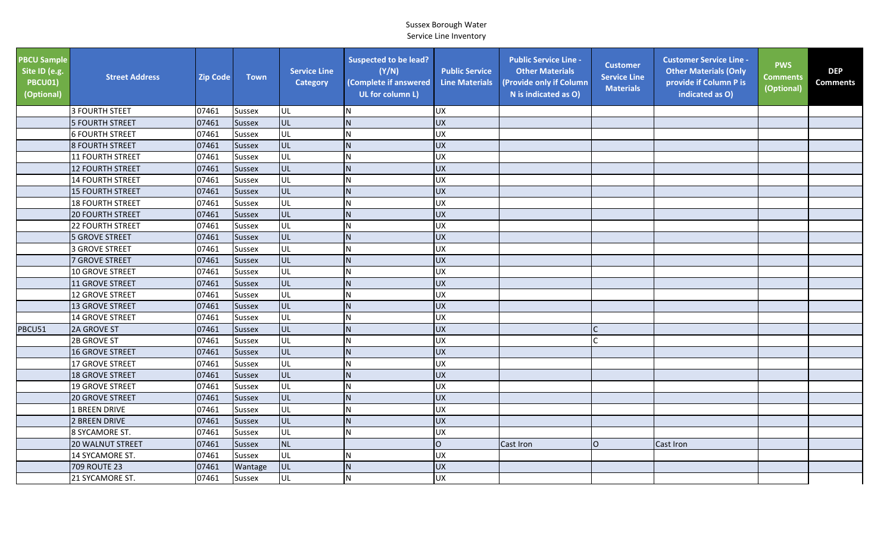Sussex Borough Water

Service Line Inventory

| PBCU Sample Site ID (e.g. PBCU01) (Optional) | Street Address | Zip Code | Town | Service Line Category | Suspected to be lead? (Y/N) (Complete if answered UL for column L) | Public Service Line Materials | Public Service Line - Other Materials (Provide only if Column N is indicated as O) | Customer Service Line Materials | Customer Service Line - Other Materials (Only provide if Column P is indicated as O) | PWS Comments (Optional) | DEP Comments |
|---|---|---|---|---|---|---|---|---|---|---|---|
| | 3 FOURTH STEET | 07461 | Sussex | UL | N | UX | | | | | |
| | 5 FOURTH STREET | 07461 | Sussex | UL | N | UX | | | | | |
| | 6 FOURTH STREET | 07461 | Sussex | UL | N | UX | | | | | |
| | 8 FOURTH STREET | 07461 | Sussex | UL | N | UX | | | | | |
| | 11 FOURTH STREET | 07461 | Sussex | UL | N | UX | | | | | |
| | 12 FOURTH STREET | 07461 | Sussex | UL | N | UX | | | | | |
| | 14 FOURTH STREET | 07461 | Sussex | UL | N | UX | | | | | |
| | 15 FOURTH STREET | 07461 | Sussex | UL | N | UX | | | | | |
| | 18 FOURTH STREET | 07461 | Sussex | UL | N | UX | | | | | |
| | 20 FOURTH STREET | 07461 | Sussex | UL | N | UX | | | | | |
| | 22 FOURTH STREET | 07461 | Sussex | UL | N | UX | | | | | |
| | 5 GROVE STREET | 07461 | Sussex | UL | N | UX | | | | | |
| | 3 GROVE STREET | 07461 | Sussex | UL | N | UX | | | | | |
| | 7 GROVE STREET | 07461 | Sussex | UL | N | UX | | | | | |
| | 10 GROVE STREET | 07461 | Sussex | UL | N | UX | | | | | |
| | 11 GROVE STREET | 07461 | Sussex | UL | N | UX | | | | | |
| | 12 GROVE STREET | 07461 | Sussex | UL | N | UX | | | | | |
| | 13 GROVE STREET | 07461 | Sussex | UL | N | UX | | | | | |
| | 14 GROVE STREET | 07461 | Sussex | UL | N | UX | | | | | |
| PBCU51 | 2A GROVE ST | 07461 | Sussex | UL | N | UX | | C | | | |
| | 2B GROVE ST | 07461 | Sussex | UL | N | UX | | C | | | |
| | 16 GROVE STREET | 07461 | Sussex | UL | N | UX | | | | | |
| | 17 GROVE STREET | 07461 | Sussex | UL | N | UX | | | | | |
| | 18 GROVE STREET | 07461 | Sussex | UL | N | UX | | | | | |
| | 19 GROVE STREET | 07461 | Sussex | UL | N | UX | | | | | |
| | 20 GROVE STREET | 07461 | Sussex | UL | N | UX | | | | | |
| | 1 BREEN DRIVE | 07461 | Sussex | UL | N | UX | | | | | |
| | 2 BREEN DRIVE | 07461 | Sussex | UL | N | UX | | | | | |
| | 8 SYCAMORE ST. | 07461 | Sussex | UL | N | UX | | | | | |
| | 20 WALNUT STREET | 07461 | Sussex | NL | | O | Cast Iron | O | Cast Iron | | |
| | 14 SYCAMORE ST. | 07461 | Sussex | UL | N | UX | | | | | |
| | 709 ROUTE 23 | 07461 | Wantage | UL | N | UX | | | | | |
| | 21 SYCAMORE ST. | 07461 | Sussex | UL | N | UX | | | | | |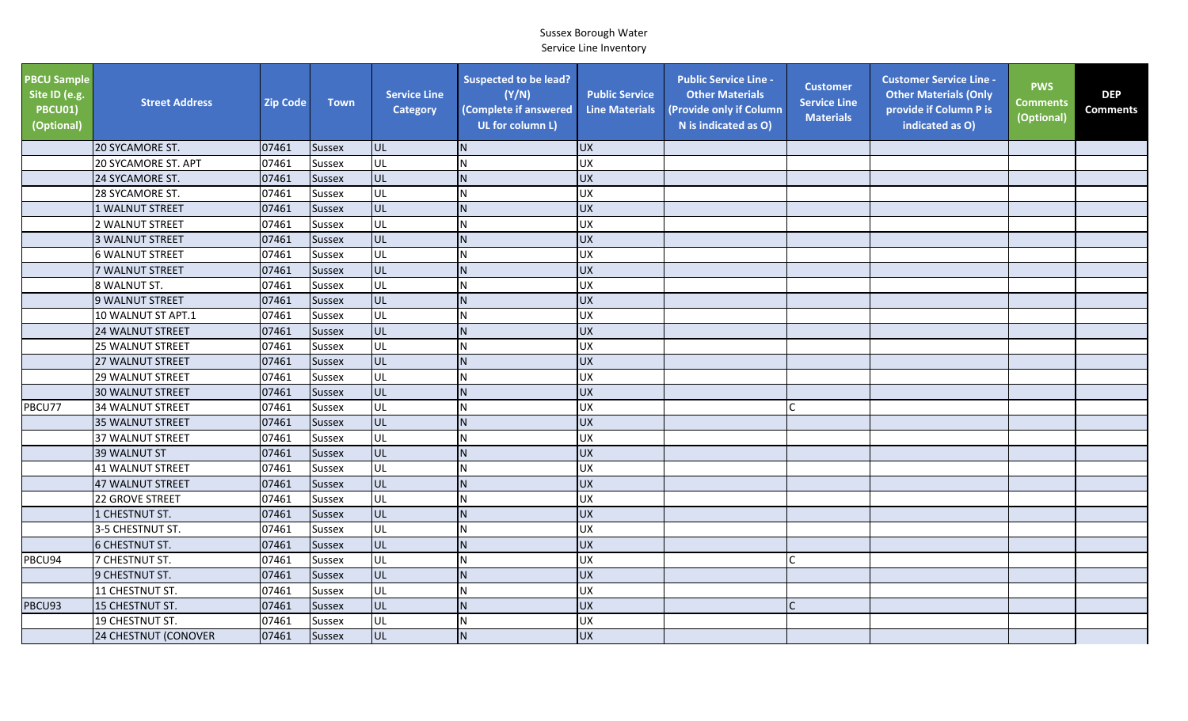Sussex Borough Water
Service Line Inventory

| PBCU Sample Site ID (e.g. PBCU01) (Optional) | Street Address | Zip Code | Town | Service Line Category | Suspected to be lead? (Y/N) (Complete if answered UL for column L) | Public Service Line Materials | Public Service Line - Other Materials (Provide only if Column N is indicated as O) | Customer Service Line Materials | Customer Service Line - Other Materials (Only provide if Column P is indicated as O) | PWS Comments (Optional) | DEP Comments |
|---|---|---|---|---|---|---|---|---|---|---|---|
| | 20 SYCAMORE ST. | 07461 | Sussex | UL | N | UX | | | | | |
| | 20 SYCAMORE ST. APT | 07461 | Sussex | UL | N | UX | | | | | |
| | 24 SYCAMORE ST. | 07461 | Sussex | UL | N | UX | | | | | |
| | 28 SYCAMORE ST. | 07461 | Sussex | UL | N | UX | | | | | |
| | 1 WALNUT STREET | 07461 | Sussex | UL | N | UX | | | | | |
| | 2 WALNUT STREET | 07461 | Sussex | UL | N | UX | | | | | |
| | 3 WALNUT STREET | 07461 | Sussex | UL | N | UX | | | | | |
| | 6 WALNUT STREET | 07461 | Sussex | UL | N | UX | | | | | |
| | 7 WALNUT STREET | 07461 | Sussex | UL | N | UX | | | | | |
| | 8 WALNUT ST. | 07461 | Sussex | UL | N | UX | | | | | |
| | 9 WALNUT STREET | 07461 | Sussex | UL | N | UX | | | | | |
| | 10 WALNUT ST APT.1 | 07461 | Sussex | UL | N | UX | | | | | |
| | 24 WALNUT STREET | 07461 | Sussex | UL | N | UX | | | | | |
| | 25 WALNUT STREET | 07461 | Sussex | UL | N | UX | | | | | |
| | 27 WALNUT STREET | 07461 | Sussex | UL | N | UX | | | | | |
| | 29 WALNUT STREET | 07461 | Sussex | UL | N | UX | | | | | |
| | 30 WALNUT STREET | 07461 | Sussex | UL | N | UX | | | | | |
| PBCU77 | 34 WALNUT STREET | 07461 | Sussex | UL | N | UX | | C | | | |
| | 35 WALNUT STREET | 07461 | Sussex | UL | N | UX | | | | | |
| | 37 WALNUT STREET | 07461 | Sussex | UL | N | UX | | | | | |
| | 39 WALNUT ST | 07461 | Sussex | UL | N | UX | | | | | |
| | 41 WALNUT STREET | 07461 | Sussex | UL | N | UX | | | | | |
| | 47 WALNUT STREET | 07461 | Sussex | UL | N | UX | | | | | |
| | 22 GROVE STREET | 07461 | Sussex | UL | N | UX | | | | | |
| | 1 CHESTNUT ST. | 07461 | Sussex | UL | N | UX | | | | | |
| | 3-5 CHESTNUT ST. | 07461 | Sussex | UL | N | UX | | | | | |
| | 6 CHESTNUT ST. | 07461 | Sussex | UL | N | UX | | | | | |
| PBCU94 | 7 CHESTNUT ST. | 07461 | Sussex | UL | N | UX | | C | | | |
| | 9 CHESTNUT ST. | 07461 | Sussex | UL | N | UX | | | | | |
| | 11 CHESTNUT ST. | 07461 | Sussex | UL | N | UX | | | | | |
| PBCU93 | 15 CHESTNUT ST. | 07461 | Sussex | UL | N | UX | | C | | | |
| | 19 CHESTNUT ST. | 07461 | Sussex | UL | N | UX | | | | | |
| | 24 CHESTNUT (CONOVER | 07461 | Sussex | UL | N | UX | | | | | |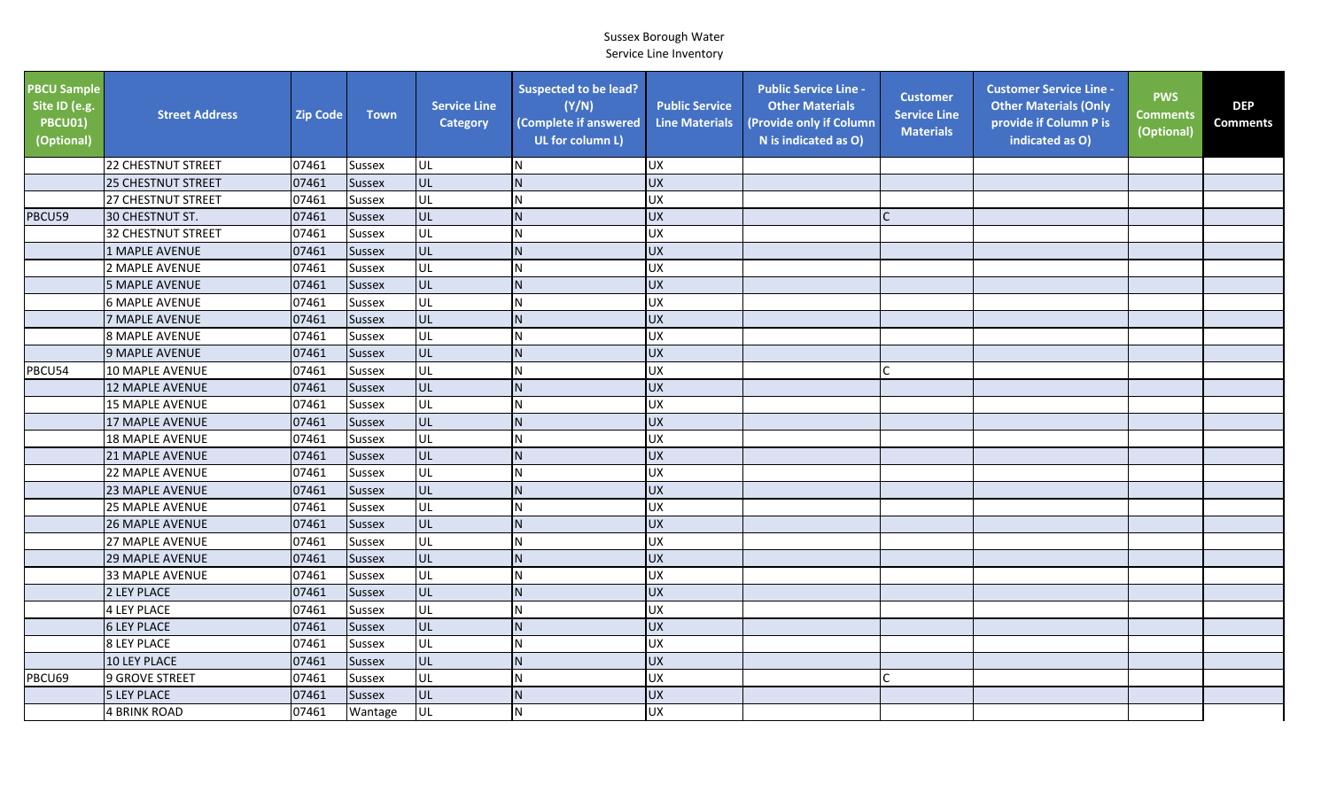Sussex Borough Water
Service Line Inventory

| PBCU Sample Site ID (e.g. PBCU01) (Optional) | Street Address | Zip Code | Town | Service Line Category | Suspected to be lead? (Y/N) (Complete if answered UL for column L) | Public Service Line Materials | Public Service Line - Other Materials (Provide only if Column N is indicated as O) | Customer Service Line Materials | Customer Service Line - Other Materials (Only provide if Column P is indicated as O) | PWS Comments (Optional) | DEP Comments |
|---|---|---|---|---|---|---|---|---|---|---|---|
| | 22 CHESTNUT STREET | 07461 | Sussex | UL | N | UX | | | | | |
| | 25 CHESTNUT STREET | 07461 | Sussex | UL | N | UX | | | | | |
| | 27 CHESTNUT STREET | 07461 | Sussex | UL | N | UX | | | | | |
| PBCU59 | 30 CHESTNUT ST. | 07461 | Sussex | UL | N | UX | | C | | | |
| | 32 CHESTNUT STREET | 07461 | Sussex | UL | N | UX | | | | | |
| | 1 MAPLE AVENUE | 07461 | Sussex | UL | N | UX | | | | | |
| | 2 MAPLE AVENUE | 07461 | Sussex | UL | N | UX | | | | | |
| | 5 MAPLE AVENUE | 07461 | Sussex | UL | N | UX | | | | | |
| | 6 MAPLE AVENUE | 07461 | Sussex | UL | N | UX | | | | | |
| | 7 MAPLE AVENUE | 07461 | Sussex | UL | N | UX | | | | | |
| | 8 MAPLE AVENUE | 07461 | Sussex | UL | N | UX | | | | | |
| | 9 MAPLE AVENUE | 07461 | Sussex | UL | N | UX | | | | | |
| PBCU54 | 10 MAPLE AVENUE | 07461 | Sussex | UL | N | UX | | C | | | |
| | 12 MAPLE AVENUE | 07461 | Sussex | UL | N | UX | | | | | |
| | 15 MAPLE AVENUE | 07461 | Sussex | UL | N | UX | | | | | |
| | 17 MAPLE AVENUE | 07461 | Sussex | UL | N | UX | | | | | |
| | 18 MAPLE AVENUE | 07461 | Sussex | UL | N | UX | | | | | |
| | 21 MAPLE AVENUE | 07461 | Sussex | UL | N | UX | | | | | |
| | 22 MAPLE AVENUE | 07461 | Sussex | UL | N | UX | | | | | |
| | 23 MAPLE AVENUE | 07461 | Sussex | UL | N | UX | | | | | |
| | 25 MAPLE AVENUE | 07461 | Sussex | UL | N | UX | | | | | |
| | 26 MAPLE AVENUE | 07461 | Sussex | UL | N | UX | | | | | |
| | 27 MAPLE AVENUE | 07461 | Sussex | UL | N | UX | | | | | |
| | 29 MAPLE AVENUE | 07461 | Sussex | UL | N | UX | | | | | |
| | 33 MAPLE AVENUE | 07461 | Sussex | UL | N | UX | | | | | |
| | 2 LEY PLACE | 07461 | Sussex | UL | N | UX | | | | | |
| | 4 LEY PLACE | 07461 | Sussex | UL | N | UX | | | | | |
| | 6 LEY PLACE | 07461 | Sussex | UL | N | UX | | | | | |
| | 8 LEY PLACE | 07461 | Sussex | UL | N | UX | | | | | |
| | 10 LEY PLACE | 07461 | Sussex | UL | N | UX | | | | | |
| PBCU69 | 9 GROVE STREET | 07461 | Sussex | UL | N | UX | | C | | | |
| | 5 LEY PLACE | 07461 | Sussex | UL | N | UX | | | | | |
| | 4 BRINK ROAD | 07461 | Wantage | UL | N | UX | | | | | |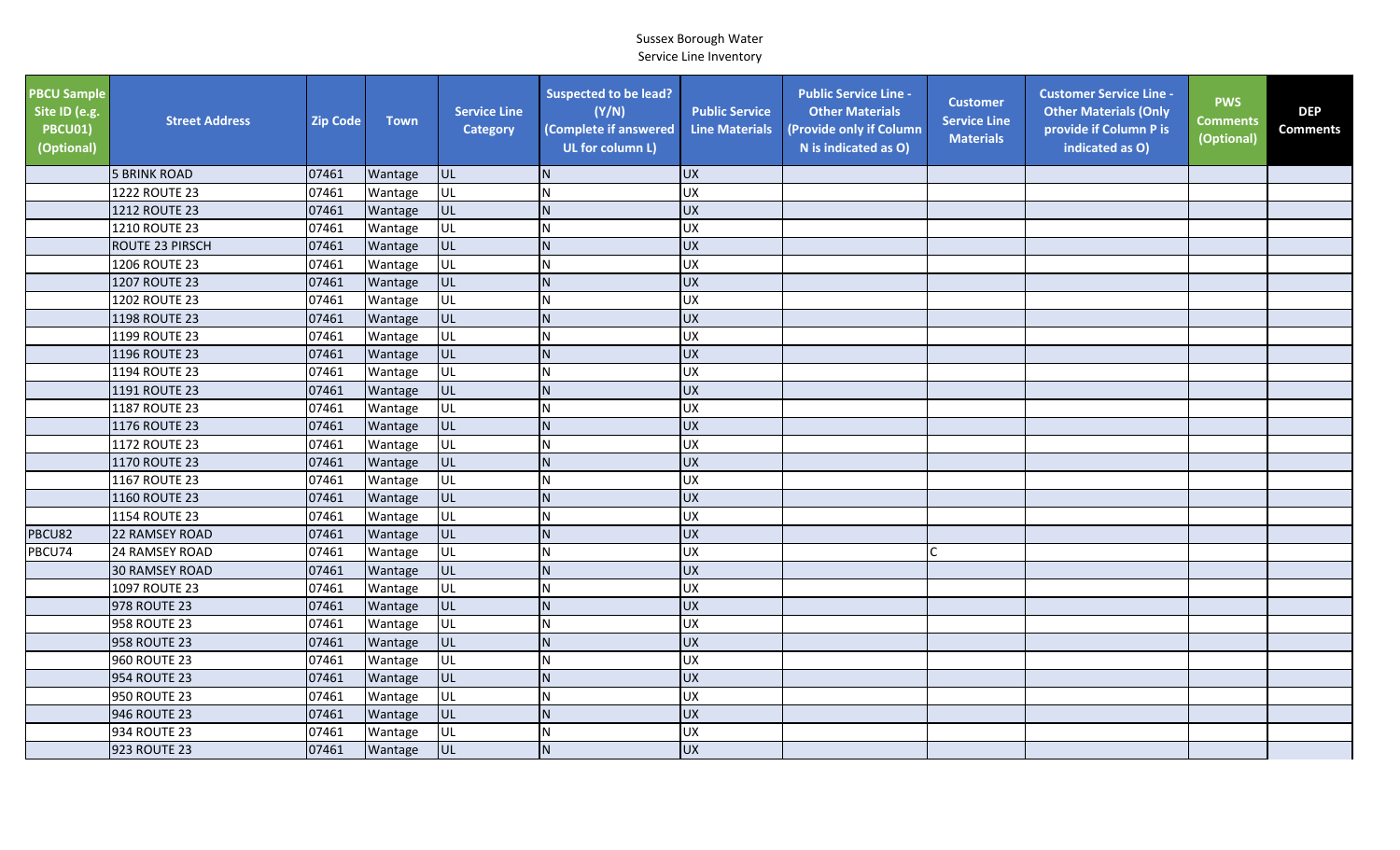Sussex Borough Water
Service Line Inventory

| PBCU Sample Site ID (e.g. PBCU01) (Optional) | Street Address | Zip Code | Town | Service Line Category | Suspected to be lead? (Y/N) (Complete if answered UL for column L) | Public Service Line Materials | Public Service Line - Other Materials (Provide only if Column N is indicated as O) | Customer Service Line Materials | Customer Service Line - Other Materials (Only provide if Column P is indicated as O) | PWS Comments (Optional) | DEP Comments |
|---|---|---|---|---|---|---|---|---|---|---|---|
| | 5 BRINK ROAD | 07461 | Wantage | UL | N | UX | | | | | |
| | 1222 ROUTE 23 | 07461 | Wantage | UL | N | UX | | | | | |
| | 1212 ROUTE 23 | 07461 | Wantage | UL | N | UX | | | | | |
| | 1210 ROUTE 23 | 07461 | Wantage | UL | N | UX | | | | | |
| | ROUTE 23 PIRSCH | 07461 | Wantage | UL | N | UX | | | | | |
| | 1206 ROUTE 23 | 07461 | Wantage | UL | N | UX | | | | | |
| | 1207 ROUTE 23 | 07461 | Wantage | UL | N | UX | | | | | |
| | 1202 ROUTE 23 | 07461 | Wantage | UL | N | UX | | | | | |
| | 1198 ROUTE 23 | 07461 | Wantage | UL | N | UX | | | | | |
| | 1199 ROUTE 23 | 07461 | Wantage | UL | N | UX | | | | | |
| | 1196 ROUTE 23 | 07461 | Wantage | UL | N | UX | | | | | |
| | 1194 ROUTE 23 | 07461 | Wantage | UL | N | UX | | | | | |
| | 1191 ROUTE 23 | 07461 | Wantage | UL | N | UX | | | | | |
| | 1187 ROUTE 23 | 07461 | Wantage | UL | N | UX | | | | | |
| | 1176 ROUTE 23 | 07461 | Wantage | UL | N | UX | | | | | |
| | 1172 ROUTE 23 | 07461 | Wantage | UL | N | UX | | | | | |
| | 1170 ROUTE 23 | 07461 | Wantage | UL | N | UX | | | | | |
| | 1167 ROUTE 23 | 07461 | Wantage | UL | N | UX | | | | | |
| | 1160 ROUTE 23 | 07461 | Wantage | UL | N | UX | | | | | |
| | 1154 ROUTE 23 | 07461 | Wantage | UL | N | UX | | | | | |
| PBCU82 | 22 RAMSEY ROAD | 07461 | Wantage | UL | N | UX | | | | | |
| PBCU74 | 24 RAMSEY ROAD | 07461 | Wantage | UL | N | UX | | C | | | |
| | 30 RAMSEY ROAD | 07461 | Wantage | UL | N | UX | | | | | |
| | 1097 ROUTE 23 | 07461 | Wantage | UL | N | UX | | | | | |
| | 978 ROUTE 23 | 07461 | Wantage | UL | N | UX | | | | | |
| | 958 ROUTE 23 | 07461 | Wantage | UL | N | UX | | | | | |
| | 958 ROUTE 23 | 07461 | Wantage | UL | N | UX | | | | | |
| | 960 ROUTE 23 | 07461 | Wantage | UL | N | UX | | | | | |
| | 954 ROUTE 23 | 07461 | Wantage | UL | N | UX | | | | | |
| | 950 ROUTE 23 | 07461 | Wantage | UL | N | UX | | | | | |
| | 946 ROUTE 23 | 07461 | Wantage | UL | N | UX | | | | | |
| | 934 ROUTE 23 | 07461 | Wantage | UL | N | UX | | | | | |
| | 923 ROUTE 23 | 07461 | Wantage | UL | N | UX | | | | | |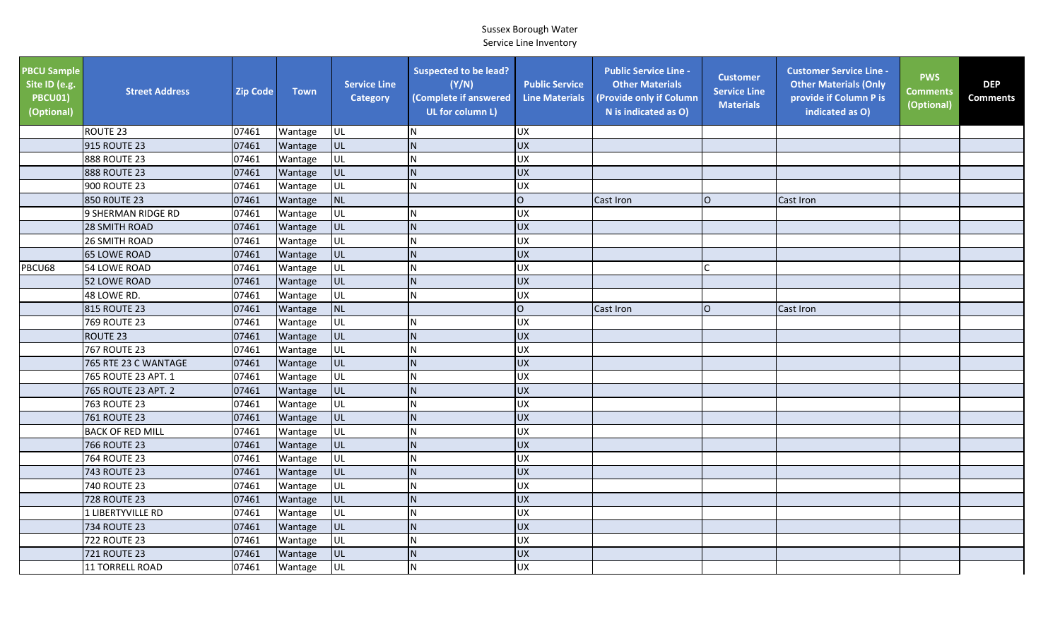Sussex Borough Water
Service Line Inventory

| PBCU Sample Site ID (e.g. PBCU01) (Optional) | Street Address | Zip Code | Town | Service Line Category | Suspected to be lead? (Y/N) (Complete if answered UL for column L) | Public Service Line Materials | Public Service Line - Other Materials (Provide only if Column N is indicated as O) | Customer Service Line Materials | Customer Service Line - Other Materials (Only provide if Column P is indicated as O) | PWS Comments (Optional) | DEP Comments |
|---|---|---|---|---|---|---|---|---|---|---|---|
| | ROUTE 23 | 07461 | Wantage | UL | N | UX | | | | | |
| | 915 ROUTE 23 | 07461 | Wantage | UL | N | UX | | | | | |
| | 888 ROUTE 23 | 07461 | Wantage | UL | N | UX | | | | | |
| | 888 ROUTE 23 | 07461 | Wantage | UL | N | UX | | | | | |
| | 900 ROUTE 23 | 07461 | Wantage | UL | N | UX | | | | | |
| | 850 ROUTE 23 | 07461 | Wantage | NL | | O | Cast Iron | O | Cast Iron | | |
| | 9 SHERMAN RIDGE RD | 07461 | Wantage | UL | N | UX | | | | | |
| | 28 SMITH ROAD | 07461 | Wantage | UL | N | UX | | | | | |
| | 26 SMITH ROAD | 07461 | Wantage | UL | N | UX | | | | | |
| | 65 LOWE ROAD | 07461 | Wantage | UL | N | UX | | | | | |
| PBCU68 | 54 LOWE ROAD | 07461 | Wantage | UL | N | UX | | C | | | |
| | 52 LOWE ROAD | 07461 | Wantage | UL | N | UX | | | | | |
| | 48 LOWE RD. | 07461 | Wantage | UL | N | UX | | | | | |
| | 815 ROUTE 23 | 07461 | Wantage | NL | | O | Cast Iron | O | Cast Iron | | |
| | 769 ROUTE 23 | 07461 | Wantage | UL | N | UX | | | | | |
| | ROUTE 23 | 07461 | Wantage | UL | N | UX | | | | | |
| | 767 ROUTE 23 | 07461 | Wantage | UL | N | UX | | | | | |
| | 765 RTE 23 C WANTAGE | 07461 | Wantage | UL | N | UX | | | | | |
| | 765 ROUTE 23 APT. 1 | 07461 | Wantage | UL | N | UX | | | | | |
| | 765 ROUTE 23 APT. 2 | 07461 | Wantage | UL | N | UX | | | | | |
| | 763 ROUTE 23 | 07461 | Wantage | UL | N | UX | | | | | |
| | 761 ROUTE 23 | 07461 | Wantage | UL | N | UX | | | | | |
| | BACK OF RED MILL | 07461 | Wantage | UL | N | UX | | | | | |
| | 766 ROUTE 23 | 07461 | Wantage | UL | N | UX | | | | | |
| | 764 ROUTE 23 | 07461 | Wantage | UL | N | UX | | | | | |
| | 743 ROUTE 23 | 07461 | Wantage | UL | N | UX | | | | | |
| | 740 ROUTE 23 | 07461 | Wantage | UL | N | UX | | | | | |
| | 728 ROUTE 23 | 07461 | Wantage | UL | N | UX | | | | | |
| | 1 LIBERTYVILLE RD | 07461 | Wantage | UL | N | UX | | | | | |
| | 734 ROUTE 23 | 07461 | Wantage | UL | N | UX | | | | | |
| | 722 ROUTE 23 | 07461 | Wantage | UL | N | UX | | | | | |
| | 721 ROUTE 23 | 07461 | Wantage | UL | N | UX | | | | | |
| | 11 TORRELL ROAD | 07461 | Wantage | UL | N | UX | | | | | |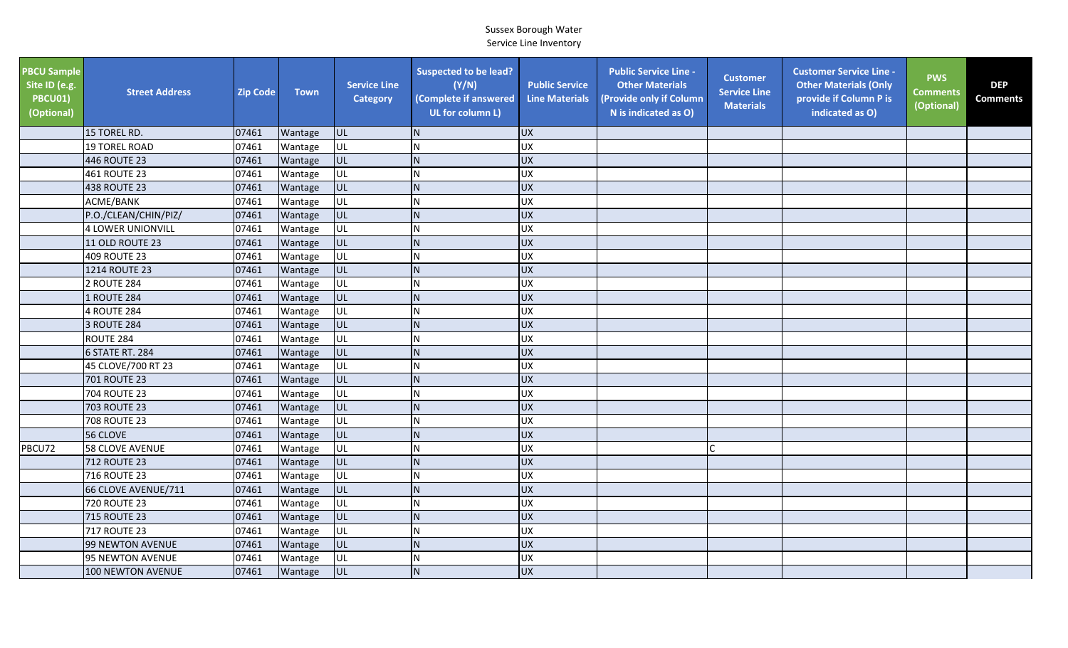Sussex Borough Water
Service Line Inventory

| PBCU Sample Site ID (e.g. PBCU01) (Optional) | Street Address | Zip Code | Town | Service Line Category | Suspected to be lead? (Y/N) (Complete if answered UL for column L) | Public Service Line Materials | Public Service Line - Other Materials (Provide only if Column N is indicated as O) | Customer Service Line Materials | Customer Service Line - Other Materials (Only provide if Column P is indicated as O) | PWS Comments (Optional) | DEP Comments |
|---|---|---|---|---|---|---|---|---|---|---|---|
| | 15 TOREL RD. | 07461 | Wantage | UL | N | UX | | | | | |
| | 19 TOREL ROAD | 07461 | Wantage | UL | N | UX | | | | | |
| | 446 ROUTE 23 | 07461 | Wantage | UL | N | UX | | | | | |
| | 461 ROUTE 23 | 07461 | Wantage | UL | N | UX | | | | | |
| | 438 ROUTE 23 | 07461 | Wantage | UL | N | UX | | | | | |
| | ACME/BANK | 07461 | Wantage | UL | N | UX | | | | | |
| | P.O./CLEAN/CHIN/PIZ/ | 07461 | Wantage | UL | N | UX | | | | | |
| | 4 LOWER UNIONVILL | 07461 | Wantage | UL | N | UX | | | | | |
| | 11 OLD ROUTE 23 | 07461 | Wantage | UL | N | UX | | | | | |
| | 409 ROUTE 23 | 07461 | Wantage | UL | N | UX | | | | | |
| | 1214 ROUTE 23 | 07461 | Wantage | UL | N | UX | | | | | |
| | 2 ROUTE 284 | 07461 | Wantage | UL | N | UX | | | | | |
| | 1 ROUTE 284 | 07461 | Wantage | UL | N | UX | | | | | |
| | 4 ROUTE 284 | 07461 | Wantage | UL | N | UX | | | | | |
| | 3 ROUTE 284 | 07461 | Wantage | UL | N | UX | | | | | |
| | ROUTE 284 | 07461 | Wantage | UL | N | UX | | | | | |
| | 6 STATE RT. 284 | 07461 | Wantage | UL | N | UX | | | | | |
| | 45 CLOVE/700 RT 23 | 07461 | Wantage | UL | N | UX | | | | | |
| | 701 ROUTE 23 | 07461 | Wantage | UL | N | UX | | | | | |
| | 704 ROUTE 23 | 07461 | Wantage | UL | N | UX | | | | | |
| | 703 ROUTE 23 | 07461 | Wantage | UL | N | UX | | | | | |
| | 708 ROUTE 23 | 07461 | Wantage | UL | N | UX | | | | | |
| | 56 CLOVE | 07461 | Wantage | UL | N | UX | | | | | |
| PBCU72 | 58 CLOVE AVENUE | 07461 | Wantage | UL | N | UX | | C | | | |
| | 712 ROUTE 23 | 07461 | Wantage | UL | N | UX | | | | | |
| | 716 ROUTE 23 | 07461 | Wantage | UL | N | UX | | | | | |
| | 66 CLOVE AVENUE/711 | 07461 | Wantage | UL | N | UX | | | | | |
| | 720 ROUTE 23 | 07461 | Wantage | UL | N | UX | | | | | |
| | 715 ROUTE 23 | 07461 | Wantage | UL | N | UX | | | | | |
| | 717 ROUTE 23 | 07461 | Wantage | UL | N | UX | | | | | |
| | 99 NEWTON AVENUE | 07461 | Wantage | UL | N | UX | | | | | |
| | 95 NEWTON AVENUE | 07461 | Wantage | UL | N | UX | | | | | |
| | 100 NEWTON AVENUE | 07461 | Wantage | UL | N | UX | | | | | |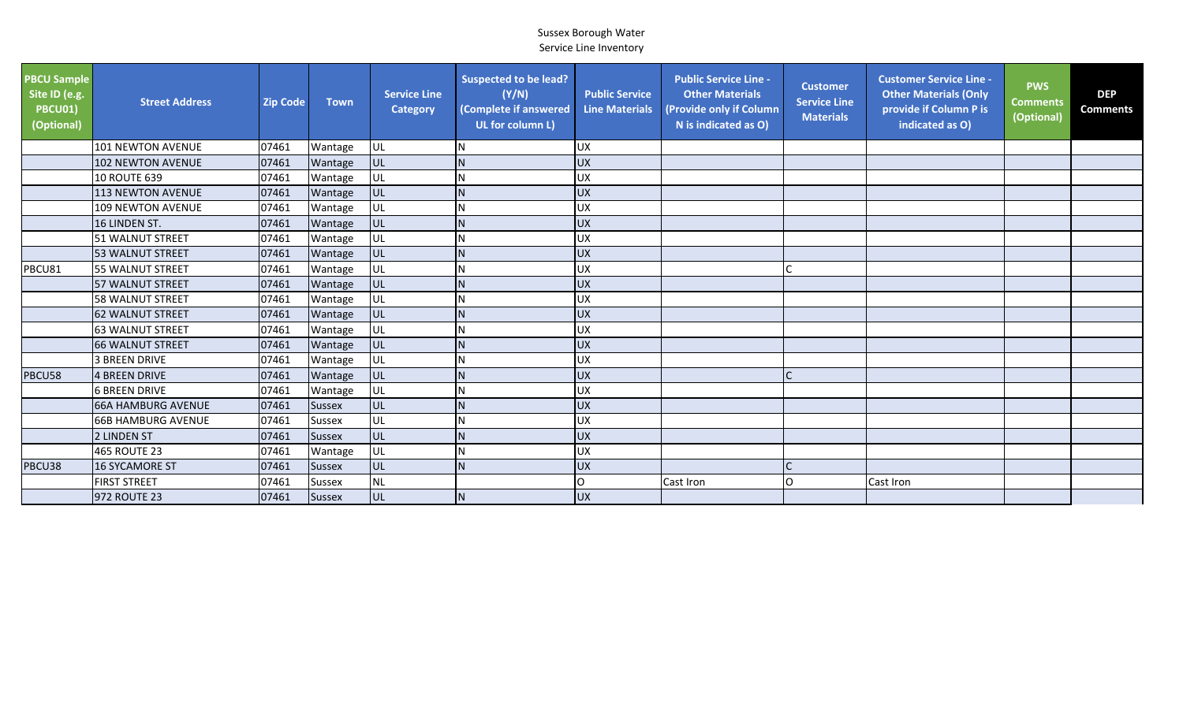Sussex Borough Water
Service Line Inventory

| PBCU Sample Site ID (e.g. PBCU01) (Optional) | Street Address | Zip Code | Town | Service Line Category | Suspected to be lead? (Y/N) (Complete if answered UL for column L) | Public Service Line Materials | Public Service Line - Other Materials (Provide only if Column N is indicated as O) | Customer Service Line Materials | Customer Service Line - Other Materials (Only provide if Column P is indicated as O) | PWS Comments (Optional) | DEP Comments |
|---|---|---|---|---|---|---|---|---|---|---|---|
| | 101 NEWTON AVENUE | 07461 | Wantage | UL | N | UX | | | | | |
| | 102 NEWTON AVENUE | 07461 | Wantage | UL | N | UX | | | | | |
| | 10 ROUTE 639 | 07461 | Wantage | UL | N | UX | | | | | |
| | 113 NEWTON AVENUE | 07461 | Wantage | UL | N | UX | | | | | |
| | 109 NEWTON AVENUE | 07461 | Wantage | UL | N | UX | | | | | |
| | 16 LINDEN ST. | 07461 | Wantage | UL | N | UX | | | | | |
| | 51 WALNUT STREET | 07461 | Wantage | UL | N | UX | | | | | |
| | 53 WALNUT STREET | 07461 | Wantage | UL | N | UX | | | | | |
| PBCU81 | 55 WALNUT STREET | 07461 | Wantage | UL | N | UX | | C | | | |
| | 57 WALNUT STREET | 07461 | Wantage | UL | N | UX | | | | | |
| | 58 WALNUT STREET | 07461 | Wantage | UL | N | UX | | | | | |
| | 62 WALNUT STREET | 07461 | Wantage | UL | N | UX | | | | | |
| | 63 WALNUT STREET | 07461 | Wantage | UL | N | UX | | | | | |
| | 66 WALNUT STREET | 07461 | Wantage | UL | N | UX | | | | | |
| | 3 BREEN DRIVE | 07461 | Wantage | UL | N | UX | | | | | |
| PBCU58 | 4 BREEN DRIVE | 07461 | Wantage | UL | N | UX | | C | | | |
| | 6 BREEN DRIVE | 07461 | Wantage | UL | N | UX | | | | | |
| | 66A HAMBURG AVENUE | 07461 | Sussex | UL | N | UX | | | | | |
| | 66B HAMBURG AVENUE | 07461 | Sussex | UL | N | UX | | | | | |
| | 2 LINDEN ST | 07461 | Sussex | UL | N | UX | | | | | |
| | 465 ROUTE 23 | 07461 | Wantage | UL | N | UX | | | | | |
| PBCU38 | 16 SYCAMORE ST | 07461 | Sussex | UL | N | UX | | C | | | |
| | FIRST STREET | 07461 | Sussex | NL | | O | Cast Iron | O | Cast Iron | | |
| | 972 ROUTE 23 | 07461 | Sussex | UL | N | UX | | | | | |